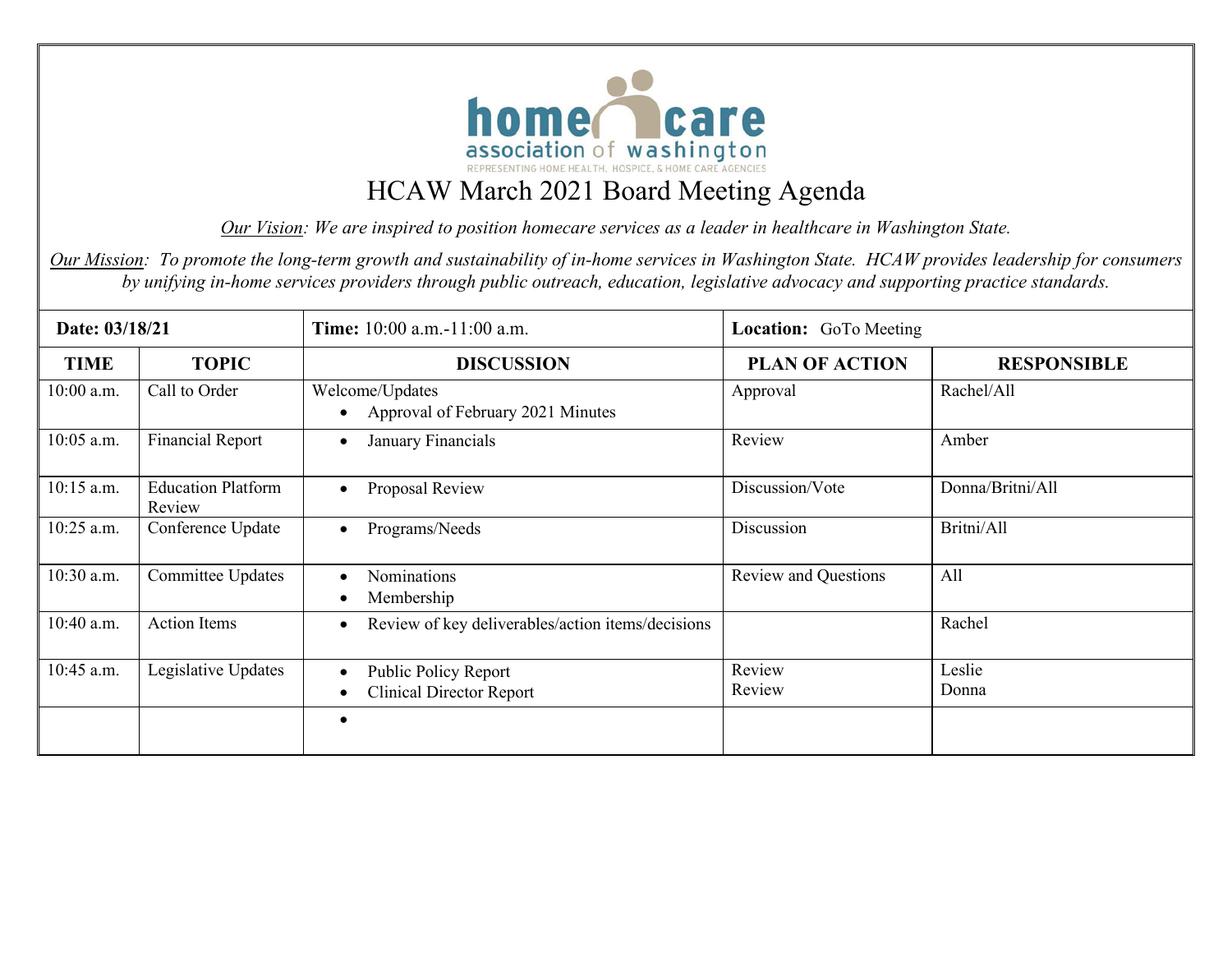home care association of washington
REPRESENTING HOME HEALTH, HOSPICE, & HOME CARE AGENCIES

# HCAW March 2021 Board Meeting Agenda

*Our Vision: We are inspired to position homecare services as a leader in healthcare in Washington State.*

*Our Mission: To promote the long-term growth and sustainability of in-home services in Washington State. HCAW provides leadership for consumers by unifying in-home services providers through public outreach, education, legislative advocacy and supporting practice standards.*

| **Date: 03/18/21** | | **Time:** 10:00 a.m.-11:00 a.m. | **Location:** GoTo Meeting | |
|---|---|---|---|---|
| **TIME** | **TOPIC** | **DISCUSSION** | **PLAN OF ACTION** | **RESPONSIBLE** |
| 10:00 a.m. | Call to Order | Welcome/Updates<br>• Approval of February 2021 Minutes | Approval | Rachel/All |
| 10:05 a.m. | Financial Report | • January Financials | Review | Amber |
| 10:15 a.m. | Education Platform Review | • Proposal Review | Discussion/Vote | Donna/Britni/All |
| 10:25 a.m. | Conference Update | • Programs/Needs | Discussion | Britni/All |
| 10:30 a.m. | Committee Updates | • Nominations<br>• Membership | Review and Questions | All |
| 10:40 a.m. | Action Items | • Review of key deliverables/action items/decisions | | Rachel |
| 10:45 a.m. | Legislative Updates | • Public Policy Report<br>• Clinical Director Report | Review<br>Review | Leslie<br>Donna |
| | | • | | |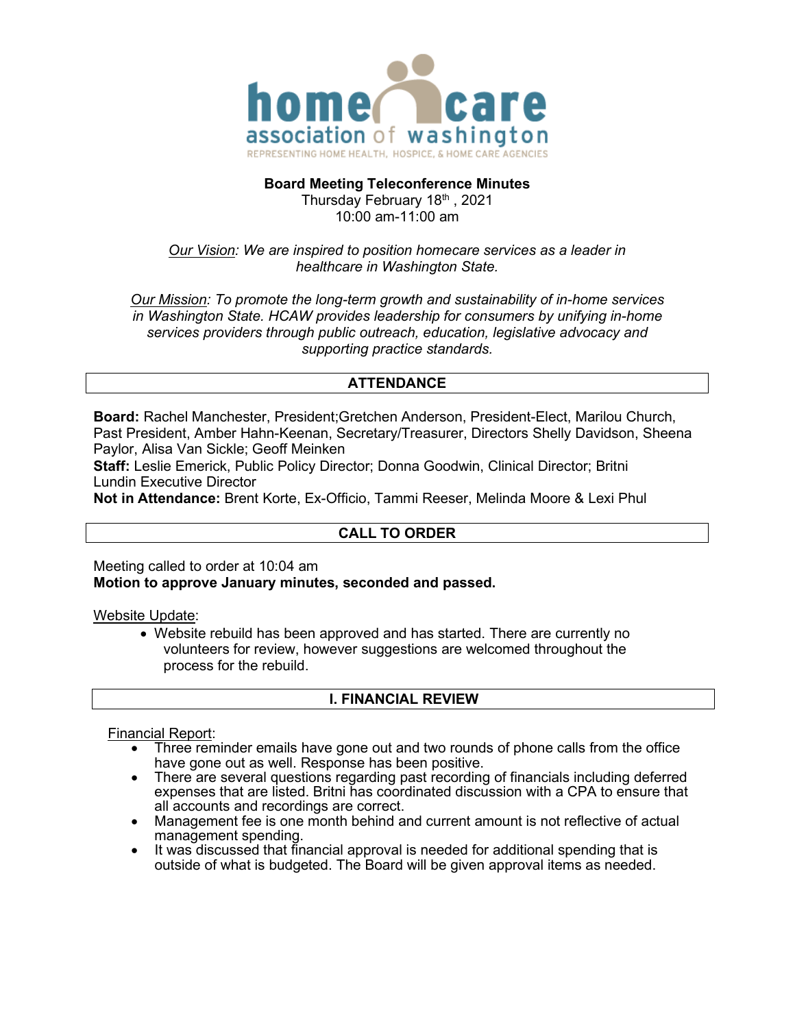**home care association of washington**
REPRESENTING HOME HEALTH, HOSPICE, & HOME CARE AGENCIES

**Board Meeting Teleconference Minutes**
Thursday February 18th , 2021
10:00 am-11:00 am

*Our Vision: We are inspired to position homecare services as a leader in healthcare in Washington State.*

*Our Mission: To promote the long-term growth and sustainability of in-home services in Washington State. HCAW provides leadership for consumers by unifying in-home services providers through public outreach, education, legislative advocacy and supporting practice standards.*

## ATTENDANCE

**Board:** Rachel Manchester, President;Gretchen Anderson, President-Elect, Marilou Church, Past President, Amber Hahn-Keenan, Secretary/Treasurer, Directors Shelly Davidson, Sheena Paylor, Alisa Van Sickle; Geoff Meinken
**Staff:** Leslie Emerick, Public Policy Director; Donna Goodwin, Clinical Director; Britni Lundin Executive Director
**Not in Attendance:** Brent Korte, Ex-Officio, Tammi Reeser, Melinda Moore & Lexi Phul

## CALL TO ORDER

Meeting called to order at 10:04 am
**Motion to approve January minutes, seconded and passed.**

Website Update:

- Website rebuild has been approved and has started. There are currently no volunteers for review, however suggestions are welcomed throughout the process for the rebuild.

## I. FINANCIAL REVIEW

Financial Report:

- Three reminder emails have gone out and two rounds of phone calls from the office have gone out as well. Response has been positive.
- There are several questions regarding past recording of financials including deferred expenses that are listed. Britni has coordinated discussion with a CPA to ensure that all accounts and recordings are correct.
- Management fee is one month behind and current amount is not reflective of actual management spending.
- It was discussed that financial approval is needed for additional spending that is outside of what is budgeted. The Board will be given approval items as needed.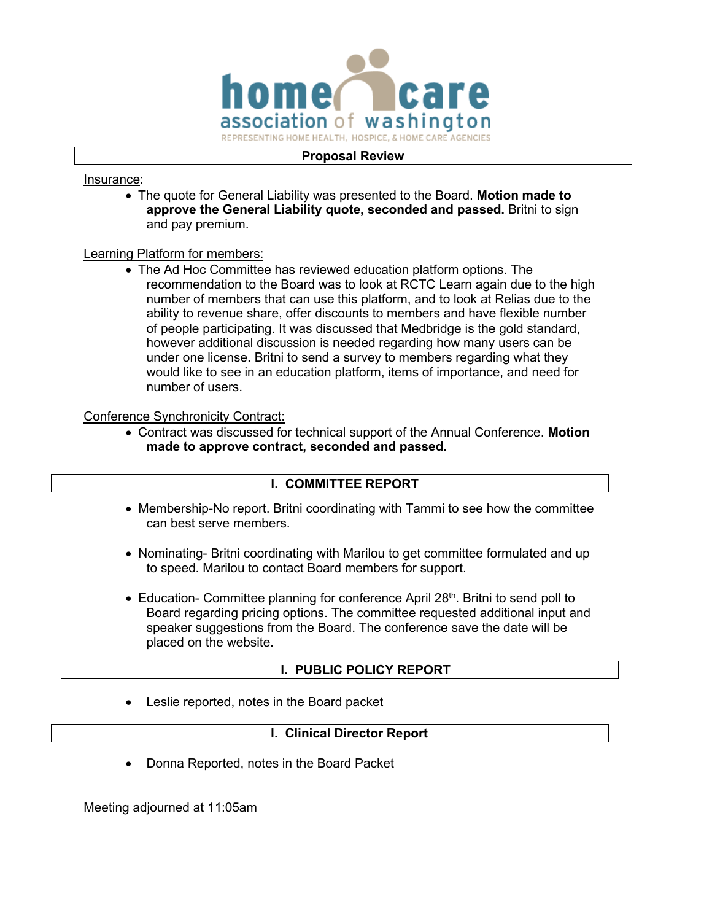**home care association of washington**
REPRESENTING HOME HEALTH, HOSPICE, & HOME CARE AGENCIES

## Proposal Review

Insurance:

- The quote for General Liability was presented to the Board. **Motion made to approve the General Liability quote, seconded and passed.** Britni to sign and pay premium.

Learning Platform for members:

- The Ad Hoc Committee has reviewed education platform options. The recommendation to the Board was to look at RCTC Learn again due to the high number of members that can use this platform, and to look at Relias due to the ability to revenue share, offer discounts to members and have flexible number of people participating. It was discussed that Medbridge is the gold standard, however additional discussion is needed regarding how many users can be under one license. Britni to send a survey to members regarding what they would like to see in an education platform, items of importance, and need for number of users.

Conference Synchronicity Contract:

- Contract was discussed for technical support of the Annual Conference. **Motion made to approve contract, seconded and passed.**

## I. COMMITTEE REPORT

- Membership-No report. Britni coordinating with Tammi to see how the committee can best serve members.
- Nominating- Britni coordinating with Marilou to get committee formulated and up to speed. Marilou to contact Board members for support.
- Education- Committee planning for conference April 28th. Britni to send poll to Board regarding pricing options. The committee requested additional input and speaker suggestions from the Board. The conference save the date will be placed on the website.

## I. PUBLIC POLICY REPORT

- Leslie reported, notes in the Board packet

## I. Clinical Director Report

- Donna Reported, notes in the Board Packet

Meeting adjourned at 11:05am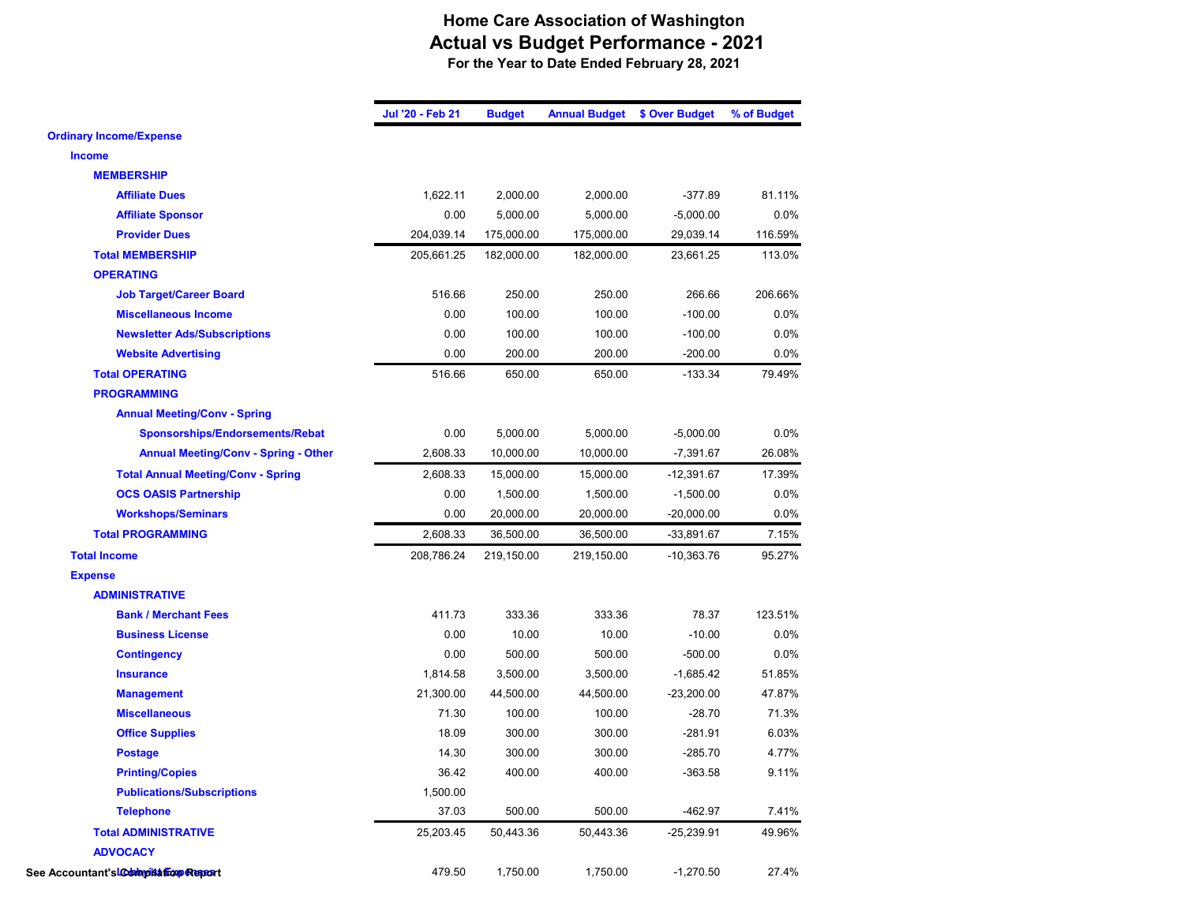# Home Care Association of Washington
## Actual vs Budget Performance - 2021
### For the Year to Date Ended February 28, 2021

| | Jul '20 - Feb 21 | Budget | Annual Budget | $ Over Budget | % of Budget |
|---|---|---|---|---|---|
| **Ordinary Income/Expense** | | | | | |
| **Income** | | | | | |
| **MEMBERSHIP** | | | | | |
| Affiliate Dues | 1,622.11 | 2,000.00 | 2,000.00 | -377.89 | 81.11% |
| Affiliate Sponsor | 0.00 | 5,000.00 | 5,000.00 | -5,000.00 | 0.0% |
| Provider Dues | 204,039.14 | 175,000.00 | 175,000.00 | 29,039.14 | 116.59% |
| **Total MEMBERSHIP** | 205,661.25 | 182,000.00 | 182,000.00 | 23,661.25 | 113.0% |
| **OPERATING** | | | | | |
| Job Target/Career Board | 516.66 | 250.00 | 250.00 | 266.66 | 206.66% |
| Miscellaneous Income | 0.00 | 100.00 | 100.00 | -100.00 | 0.0% |
| Newsletter Ads/Subscriptions | 0.00 | 100.00 | 100.00 | -100.00 | 0.0% |
| Website Advertising | 0.00 | 200.00 | 200.00 | -200.00 | 0.0% |
| **Total OPERATING** | 516.66 | 650.00 | 650.00 | -133.34 | 79.49% |
| **PROGRAMMING** | | | | | |
| Annual Meeting/Conv - Spring | | | | | |
| Sponsorships/Endorsements/Rebat | 0.00 | 5,000.00 | 5,000.00 | -5,000.00 | 0.0% |
| Annual Meeting/Conv - Spring - Other | 2,608.33 | 10,000.00 | 10,000.00 | -7,391.67 | 26.08% |
| Total Annual Meeting/Conv - Spring | 2,608.33 | 15,000.00 | 15,000.00 | -12,391.67 | 17.39% |
| OCS OASIS Partnership | 0.00 | 1,500.00 | 1,500.00 | -1,500.00 | 0.0% |
| Workshops/Seminars | 0.00 | 20,000.00 | 20,000.00 | -20,000.00 | 0.0% |
| **Total PROGRAMMING** | 2,608.33 | 36,500.00 | 36,500.00 | -33,891.67 | 7.15% |
| **Total Income** | 208,786.24 | 219,150.00 | 219,150.00 | -10,363.76 | 95.27% |
| **Expense** | | | | | |
| **ADMINISTRATIVE** | | | | | |
| Bank / Merchant Fees | 411.73 | 333.36 | 333.36 | 78.37 | 123.51% |
| Business License | 0.00 | 10.00 | 10.00 | -10.00 | 0.0% |
| Contingency | 0.00 | 500.00 | 500.00 | -500.00 | 0.0% |
| Insurance | 1,814.58 | 3,500.00 | 3,500.00 | -1,685.42 | 51.85% |
| Management | 21,300.00 | 44,500.00 | 44,500.00 | -23,200.00 | 47.87% |
| Miscellaneous | 71.30 | 100.00 | 100.00 | -28.70 | 71.3% |
| Office Supplies | 18.09 | 300.00 | 300.00 | -281.91 | 6.03% |
| Postage | 14.30 | 300.00 | 300.00 | -285.70 | 4.77% |
| Printing/Copies | 36.42 | 400.00 | 400.00 | -363.58 | 9.11% |
| Publications/Subscriptions | 1,500.00 | | | | |
| Telephone | 37.03 | 500.00 | 500.00 | -462.97 | 7.41% |
| **Total ADMINISTRATIVE** | 25,203.45 | 50,443.36 | 50,443.36 | -25,239.91 | 49.96% |
| **ADVOCACY** | | | | | |
| Lobbyist Expenses | 479.50 | 1,750.00 | 1,750.00 | -1,270.50 | 27.4% |

See Accountant's Compilation Report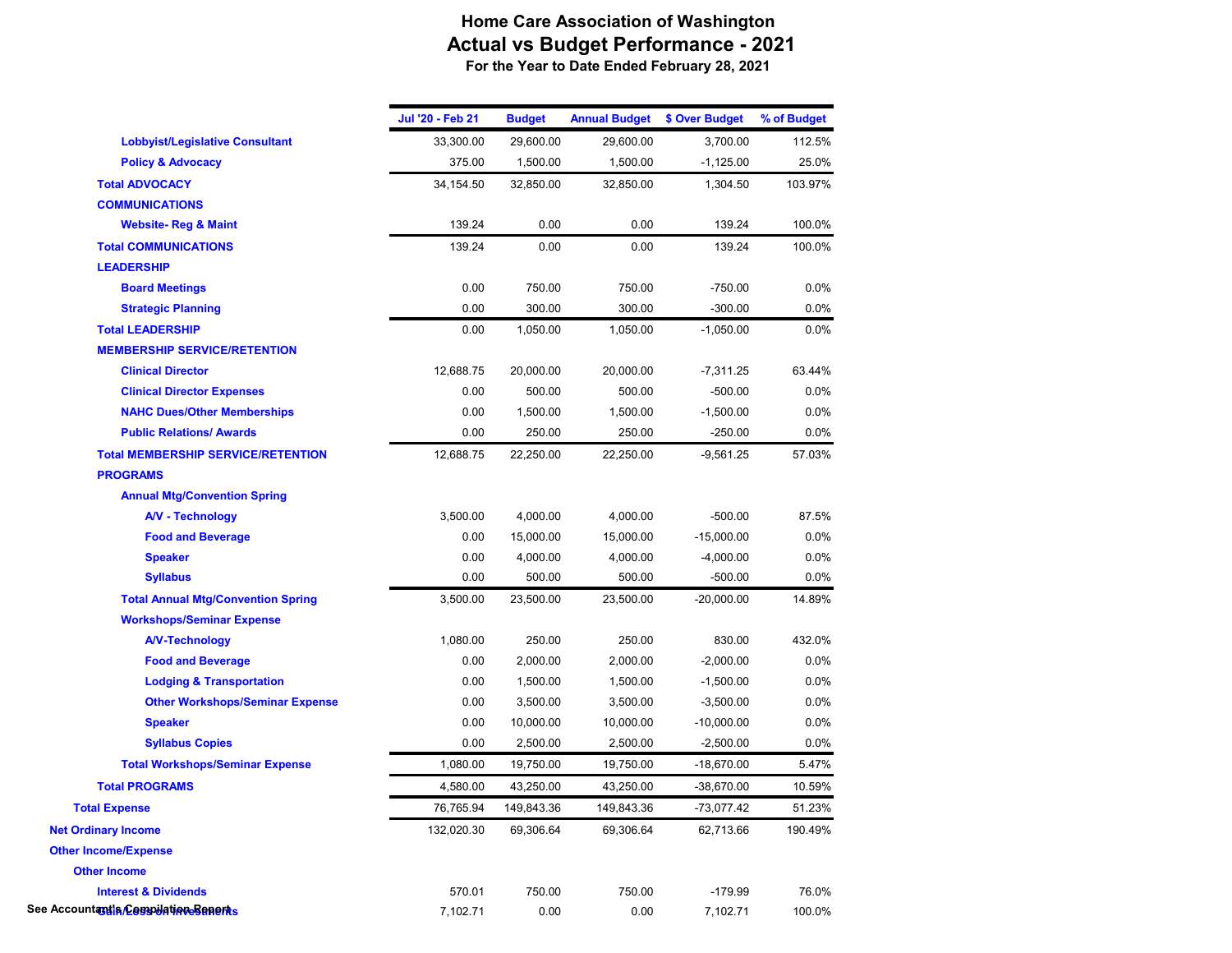# Home Care Association of Washington
## Actual vs Budget Performance - 2021
### For the Year to Date Ended February 28, 2021

| | Jul '20 - Feb 21 | Budget | Annual Budget | $ Over Budget | % of Budget |
|---|---|---|---|---|---|
| Lobbyist/Legislative Consultant | 33,300.00 | 29,600.00 | 29,600.00 | 3,700.00 | 112.5% |
| Policy & Advocacy | 375.00 | 1,500.00 | 1,500.00 | -1,125.00 | 25.0% |
| Total ADVOCACY | 34,154.50 | 32,850.00 | 32,850.00 | 1,304.50 | 103.97% |
| COMMUNICATIONS | | | | | |
| Website- Reg & Maint | 139.24 | 0.00 | 0.00 | 139.24 | 100.0% |
| Total COMMUNICATIONS | 139.24 | 0.00 | 0.00 | 139.24 | 100.0% |
| LEADERSHIP | | | | | |
| Board Meetings | 0.00 | 750.00 | 750.00 | -750.00 | 0.0% |
| Strategic Planning | 0.00 | 300.00 | 300.00 | -300.00 | 0.0% |
| Total LEADERSHIP | 0.00 | 1,050.00 | 1,050.00 | -1,050.00 | 0.0% |
| MEMBERSHIP SERVICE/RETENTION | | | | | |
| Clinical Director | 12,688.75 | 20,000.00 | 20,000.00 | -7,311.25 | 63.44% |
| Clinical Director Expenses | 0.00 | 500.00 | 500.00 | -500.00 | 0.0% |
| NAHC Dues/Other Memberships | 0.00 | 1,500.00 | 1,500.00 | -1,500.00 | 0.0% |
| Public Relations/ Awards | 0.00 | 250.00 | 250.00 | -250.00 | 0.0% |
| Total MEMBERSHIP SERVICE/RETENTION | 12,688.75 | 22,250.00 | 22,250.00 | -9,561.25 | 57.03% |
| PROGRAMS | | | | | |
| Annual Mtg/Convention Spring | | | | | |
| A/V - Technology | 3,500.00 | 4,000.00 | 4,000.00 | -500.00 | 87.5% |
| Food and Beverage | 0.00 | 15,000.00 | 15,000.00 | -15,000.00 | 0.0% |
| Speaker | 0.00 | 4,000.00 | 4,000.00 | -4,000.00 | 0.0% |
| Syllabus | 0.00 | 500.00 | 500.00 | -500.00 | 0.0% |
| Total Annual Mtg/Convention Spring | 3,500.00 | 23,500.00 | 23,500.00 | -20,000.00 | 14.89% |
| Workshops/Seminar Expense | | | | | |
| A/V-Technology | 1,080.00 | 250.00 | 250.00 | 830.00 | 432.0% |
| Food and Beverage | 0.00 | 2,000.00 | 2,000.00 | -2,000.00 | 0.0% |
| Lodging & Transportation | 0.00 | 1,500.00 | 1,500.00 | -1,500.00 | 0.0% |
| Other Workshops/Seminar Expense | 0.00 | 3,500.00 | 3,500.00 | -3,500.00 | 0.0% |
| Speaker | 0.00 | 10,000.00 | 10,000.00 | -10,000.00 | 0.0% |
| Syllabus Copies | 0.00 | 2,500.00 | 2,500.00 | -2,500.00 | 0.0% |
| Total Workshops/Seminar Expense | 1,080.00 | 19,750.00 | 19,750.00 | -18,670.00 | 5.47% |
| Total PROGRAMS | 4,580.00 | 43,250.00 | 43,250.00 | -38,670.00 | 10.59% |
| Total Expense | 76,765.94 | 149,843.36 | 149,843.36 | -73,077.42 | 51.23% |
| Net Ordinary Income | 132,020.30 | 69,306.64 | 69,306.64 | 62,713.66 | 190.49% |
| Other Income/Expense | | | | | |
| Other Income | | | | | |
| Interest & Dividends | 570.01 | 750.00 | 750.00 | -179.99 | 76.0% |
| Gain/Loss on Investments | 7,102.71 | 0.00 | 0.00 | 7,102.71 | 100.0% |

See Accountant's Compilation Report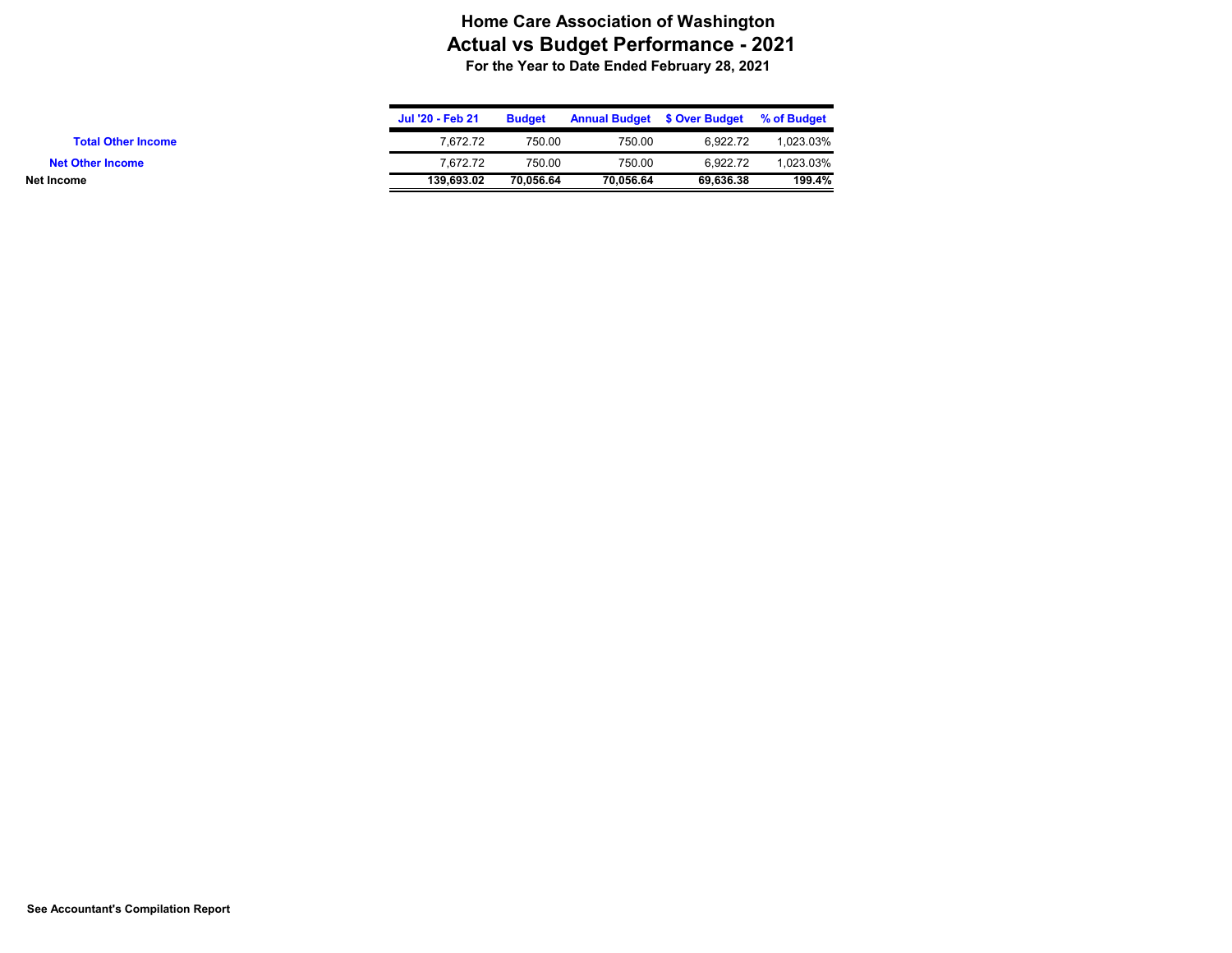# Home Care Association of Washington

## Actual vs Budget Performance - 2021

### For the Year to Date Ended February 28, 2021

| | Jul '20 - Feb 21 | Budget | Annual Budget | $ Over Budget | % of Budget |
|---|---|---|---|---|---|
| Total Other Income | 7,672.72 | 750.00 | 750.00 | 6,922.72 | 1,023.03% |
| Net Other Income | 7,672.72 | 750.00 | 750.00 | 6,922.72 | 1,023.03% |
| **Net Income** | **139,693.02** | **70,056.64** | **70,056.64** | **69,636.38** | **199.4%** |

**See Accountant's Compilation Report**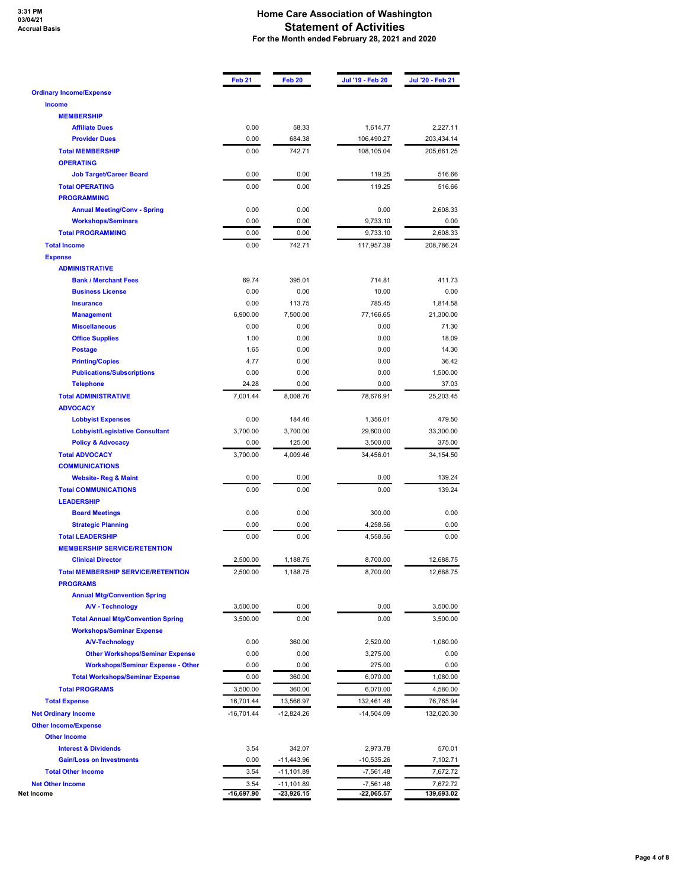3:31 PM
03/04/21
Accrual Basis

# Home Care Association of Washington
## Statement of Activities
### For the Month ended February 28, 2021 and 2020

| | Feb 21 | Feb 20 | Jul '19 - Feb 20 | Jul '20 - Feb 21 |
|---|---|---|---|---|
| **Ordinary Income/Expense** | | | | |
| **Income** | | | | |
| **MEMBERSHIP** | | | | |
| Affiliate Dues | 0.00 | 58.33 | 1,614.77 | 2,227.11 |
| Provider Dues | 0.00 | 684.38 | 106,490.27 | 203,434.14 |
| **Total MEMBERSHIP** | 0.00 | 742.71 | 108,105.04 | 205,661.25 |
| **OPERATING** | | | | |
| Job Target/Career Board | 0.00 | 0.00 | 119.25 | 516.66 |
| **Total OPERATING** | 0.00 | 0.00 | 119.25 | 516.66 |
| **PROGRAMMING** | | | | |
| Annual Meeting/Conv - Spring | 0.00 | 0.00 | 0.00 | 2,608.33 |
| Workshops/Seminars | 0.00 | 0.00 | 9,733.10 | 0.00 |
| **Total PROGRAMMING** | 0.00 | 0.00 | 9,733.10 | 2,608.33 |
| **Total Income** | 0.00 | 742.71 | 117,957.39 | 208,786.24 |
| **Expense** | | | | |
| **ADMINISTRATIVE** | | | | |
| Bank / Merchant Fees | 69.74 | 395.01 | 714.81 | 411.73 |
| Business License | 0.00 | 0.00 | 10.00 | 0.00 |
| Insurance | 0.00 | 113.75 | 785.45 | 1,814.58 |
| Management | 6,900.00 | 7,500.00 | 77,166.65 | 21,300.00 |
| Miscellaneous | 0.00 | 0.00 | 0.00 | 71.30 |
| Office Supplies | 1.00 | 0.00 | 0.00 | 18.09 |
| Postage | 1.65 | 0.00 | 0.00 | 14.30 |
| Printing/Copies | 4.77 | 0.00 | 0.00 | 36.42 |
| Publications/Subscriptions | 0.00 | 0.00 | 0.00 | 1,500.00 |
| Telephone | 24.28 | 0.00 | 0.00 | 37.03 |
| **Total ADMINISTRATIVE** | 7,001.44 | 8,008.76 | 78,676.91 | 25,203.45 |
| **ADVOCACY** | | | | |
| Lobbyist Expenses | 0.00 | 184.46 | 1,356.01 | 479.50 |
| Lobbyist/Legislative Consultant | 3,700.00 | 3,700.00 | 29,600.00 | 33,300.00 |
| Policy & Advocacy | 0.00 | 125.00 | 3,500.00 | 375.00 |
| **Total ADVOCACY** | 3,700.00 | 4,009.46 | 34,456.01 | 34,154.50 |
| **COMMUNICATIONS** | | | | |
| Website- Reg & Maint | 0.00 | 0.00 | 0.00 | 139.24 |
| **Total COMMUNICATIONS** | 0.00 | 0.00 | 0.00 | 139.24 |
| **LEADERSHIP** | | | | |
| Board Meetings | 0.00 | 0.00 | 300.00 | 0.00 |
| Strategic Planning | 0.00 | 0.00 | 4,258.56 | 0.00 |
| **Total LEADERSHIP** | 0.00 | 0.00 | 4,558.56 | 0.00 |
| **MEMBERSHIP SERVICE/RETENTION** | | | | |
| Clinical Director | 2,500.00 | 1,188.75 | 8,700.00 | 12,688.75 |
| **Total MEMBERSHIP SERVICE/RETENTION** | 2,500.00 | 1,188.75 | 8,700.00 | 12,688.75 |
| **PROGRAMS** | | | | |
| Annual Mtg/Convention Spring | | | | |
| A/V - Technology | 3,500.00 | 0.00 | 0.00 | 3,500.00 |
| Total Annual Mtg/Convention Spring | 3,500.00 | 0.00 | 0.00 | 3,500.00 |
| Workshops/Seminar Expense | | | | |
| A/V-Technology | 0.00 | 360.00 | 2,520.00 | 1,080.00 |
| Other Workshops/Seminar Expense | 0.00 | 0.00 | 3,275.00 | 0.00 |
| Workshops/Seminar Expense - Other | 0.00 | 0.00 | 275.00 | 0.00 |
| Total Workshops/Seminar Expense | 0.00 | 360.00 | 6,070.00 | 1,080.00 |
| **Total PROGRAMS** | 3,500.00 | 360.00 | 6,070.00 | 4,580.00 |
| **Total Expense** | 16,701.44 | 13,566.97 | 132,461.48 | 76,765.94 |
| **Net Ordinary Income** | -16,701.44 | -12,824.26 | -14,504.09 | 132,020.30 |
| **Other Income/Expense** | | | | |
| **Other Income** | | | | |
| Interest & Dividends | 3.54 | 342.07 | 2,973.78 | 570.01 |
| Gain/Loss on Investments | 0.00 | -11,443.96 | -10,535.26 | 7,102.71 |
| **Total Other Income** | 3.54 | -11,101.89 | -7,561.48 | 7,672.72 |
| **Net Other Income** | 3.54 | -11,101.89 | -7,561.48 | 7,672.72 |
| **Net Income** | **-16,697.90** | **-23,926.15** | **-22,065.57** | **139,693.02** |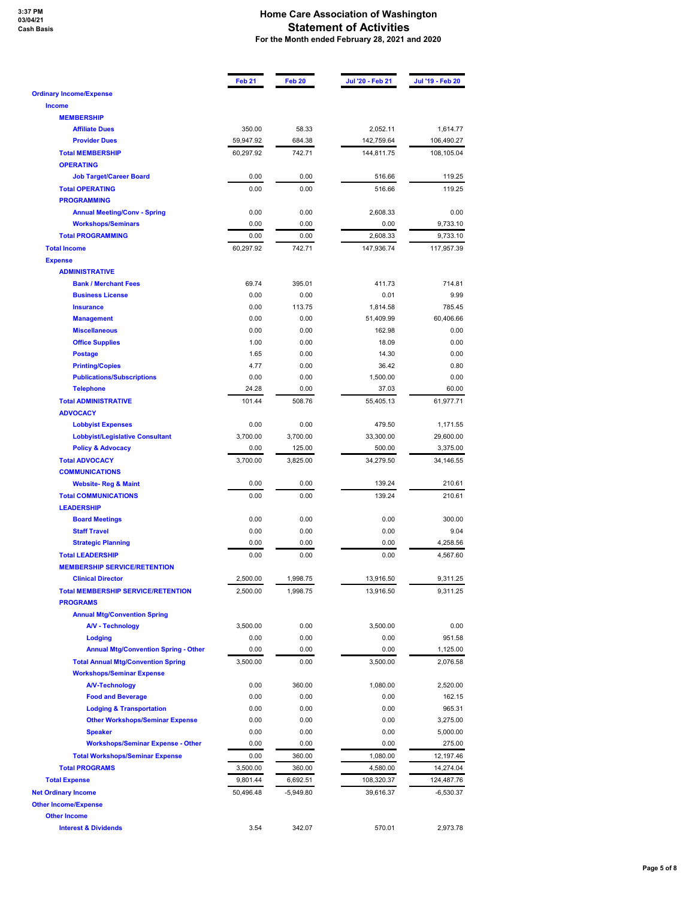3:37 PM
03/04/21
Cash Basis

# Home Care Association of Washington
## Statement of Activities
### For the Month ended February 28, 2021 and 2020

| | Feb 21 | Feb 20 | Jul '20 - Feb 21 | Jul '19 - Feb 20 |
|---|---|---|---|---|
| **Ordinary Income/Expense** | | | | |
| **Income** | | | | |
| **MEMBERSHIP** | | | | |
| Affiliate Dues | 350.00 | 58.33 | 2,052.11 | 1,614.77 |
| Provider Dues | 59,947.92 | 684.38 | 142,759.64 | 106,490.27 |
| **Total MEMBERSHIP** | 60,297.92 | 742.71 | 144,811.75 | 108,105.04 |
| **OPERATING** | | | | |
| Job Target/Career Board | 0.00 | 0.00 | 516.66 | 119.25 |
| **Total OPERATING** | 0.00 | 0.00 | 516.66 | 119.25 |
| **PROGRAMMING** | | | | |
| Annual Meeting/Conv - Spring | 0.00 | 0.00 | 2,608.33 | 0.00 |
| Workshops/Seminars | 0.00 | 0.00 | 0.00 | 9,733.10 |
| **Total PROGRAMMING** | 0.00 | 0.00 | 2,608.33 | 9,733.10 |
| **Total Income** | 60,297.92 | 742.71 | 147,936.74 | 117,957.39 |
| **Expense** | | | | |
| **ADMINISTRATIVE** | | | | |
| Bank / Merchant Fees | 69.74 | 395.01 | 411.73 | 714.81 |
| Business License | 0.00 | 0.00 | 0.01 | 9.99 |
| Insurance | 0.00 | 113.75 | 1,814.58 | 785.45 |
| Management | 0.00 | 0.00 | 51,409.99 | 60,406.66 |
| Miscellaneous | 0.00 | 0.00 | 162.98 | 0.00 |
| Office Supplies | 1.00 | 0.00 | 18.09 | 0.00 |
| Postage | 1.65 | 0.00 | 14.30 | 0.00 |
| Printing/Copies | 4.77 | 0.00 | 36.42 | 0.80 |
| Publications/Subscriptions | 0.00 | 0.00 | 1,500.00 | 0.00 |
| Telephone | 24.28 | 0.00 | 37.03 | 60.00 |
| **Total ADMINISTRATIVE** | 101.44 | 508.76 | 55,405.13 | 61,977.71 |
| **ADVOCACY** | | | | |
| Lobbyist Expenses | 0.00 | 0.00 | 479.50 | 1,171.55 |
| Lobbyist/Legislative Consultant | 3,700.00 | 3,700.00 | 33,300.00 | 29,600.00 |
| Policy & Advocacy | 0.00 | 125.00 | 500.00 | 3,375.00 |
| **Total ADVOCACY** | 3,700.00 | 3,825.00 | 34,279.50 | 34,146.55 |
| **COMMUNICATIONS** | | | | |
| Website- Reg & Maint | 0.00 | 0.00 | 139.24 | 210.61 |
| **Total COMMUNICATIONS** | 0.00 | 0.00 | 139.24 | 210.61 |
| **LEADERSHIP** | | | | |
| Board Meetings | 0.00 | 0.00 | 0.00 | 300.00 |
| Staff Travel | 0.00 | 0.00 | 0.00 | 9.04 |
| Strategic Planning | 0.00 | 0.00 | 0.00 | 4,258.56 |
| **Total LEADERSHIP** | 0.00 | 0.00 | 0.00 | 4,567.60 |
| **MEMBERSHIP SERVICE/RETENTION** | | | | |
| Clinical Director | 2,500.00 | 1,998.75 | 13,916.50 | 9,311.25 |
| **Total MEMBERSHIP SERVICE/RETENTION** | 2,500.00 | 1,998.75 | 13,916.50 | 9,311.25 |
| **PROGRAMS** | | | | |
| **Annual Mtg/Convention Spring** | | | | |
| A/V - Technology | 3,500.00 | 0.00 | 3,500.00 | 0.00 |
| Lodging | 0.00 | 0.00 | 0.00 | 951.58 |
| Annual Mtg/Convention Spring - Other | 0.00 | 0.00 | 0.00 | 1,125.00 |
| **Total Annual Mtg/Convention Spring** | 3,500.00 | 0.00 | 3,500.00 | 2,076.58 |
| **Workshops/Seminar Expense** | | | | |
| A/V-Technology | 0.00 | 360.00 | 1,080.00 | 2,520.00 |
| Food and Beverage | 0.00 | 0.00 | 0.00 | 162.15 |
| Lodging & Transportation | 0.00 | 0.00 | 0.00 | 965.31 |
| Other Workshops/Seminar Expense | 0.00 | 0.00 | 0.00 | 3,275.00 |
| Speaker | 0.00 | 0.00 | 0.00 | 5,000.00 |
| Workshops/Seminar Expense - Other | 0.00 | 0.00 | 0.00 | 275.00 |
| **Total Workshops/Seminar Expense** | 0.00 | 360.00 | 1,080.00 | 12,197.46 |
| **Total PROGRAMS** | 3,500.00 | 360.00 | 4,580.00 | 14,274.04 |
| **Total Expense** | 9,801.44 | 6,692.51 | 108,320.37 | 124,487.76 |
| **Net Ordinary Income** | 50,496.48 | -5,949.80 | 39,616.37 | -6,530.37 |
| **Other Income/Expense** | | | | |
| **Other Income** | | | | |
| Interest & Dividends | 3.54 | 342.07 | 570.01 | 2,973.78 |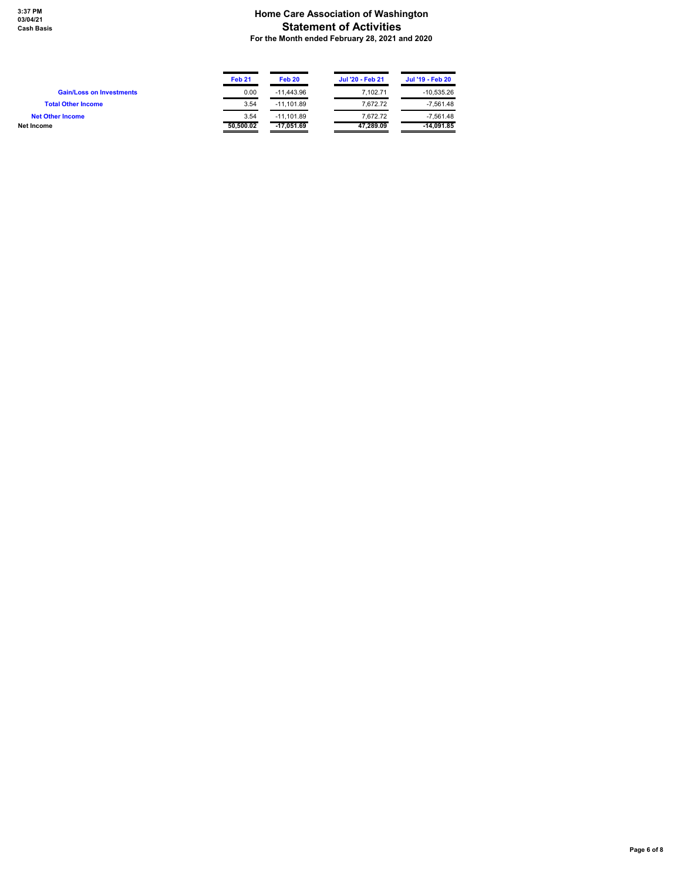# Home Care Association of Washington
## Statement of Activities
### For the Month ended February 28, 2021 and 2020

3:37 PM
03/04/21
Cash Basis

| | Feb 21 | Feb 20 | Jul '20 - Feb 21 | Jul '19 - Feb 20 |
|---|---|---|---|---|
| Gain/Loss on Investments | 0.00 | -11,443.96 | 7,102.71 | -10,535.26 |
| Total Other Income | 3.54 | -11,101.89 | 7,672.72 | -7,561.48 |
| Net Other Income | 3.54 | -11,101.89 | 7,672.72 | -7,561.48 |
| **Net Income** | **50,500.02** | **-17,051.69** | **47,289.09** | **-14,091.85** |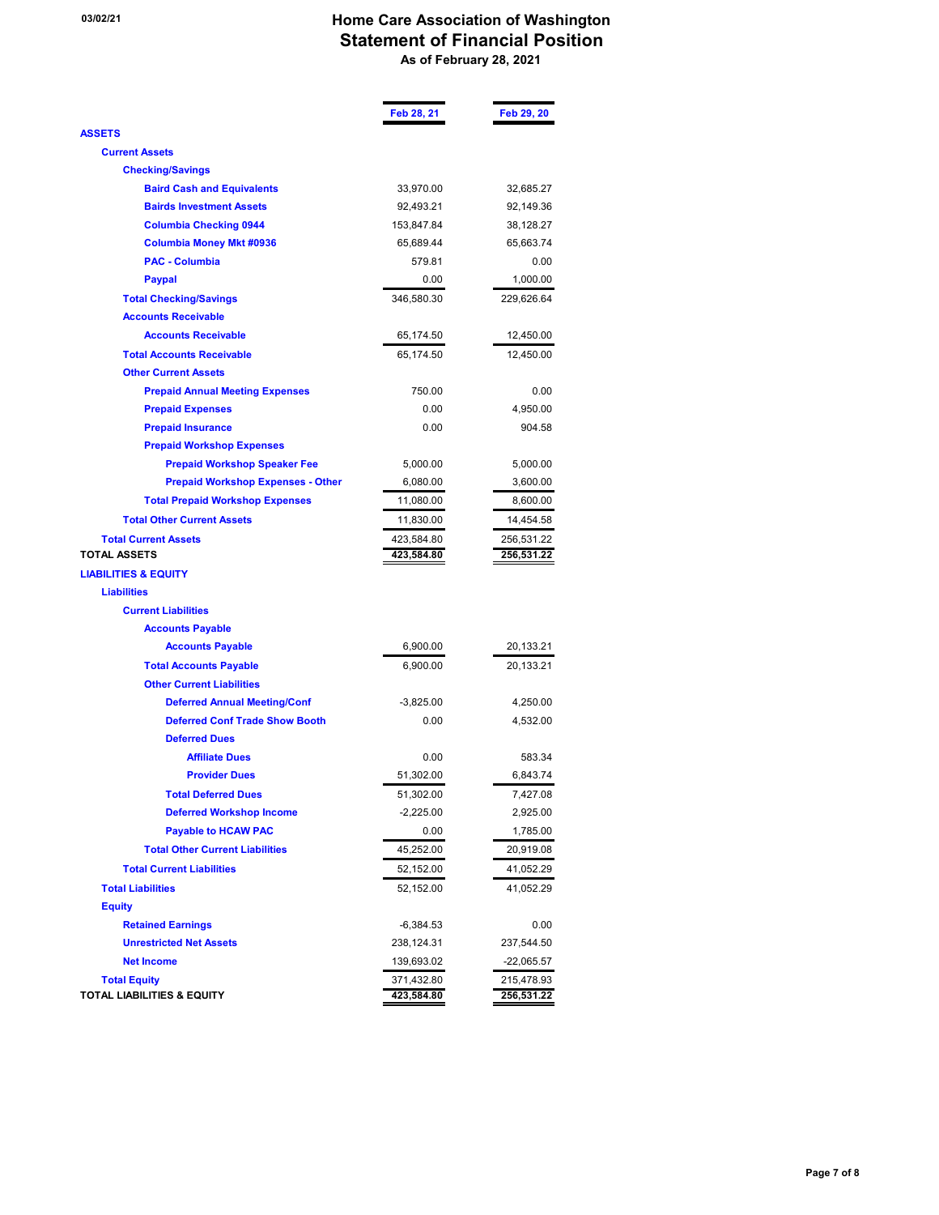03/02/21

# Home Care Association of Washington
## Statement of Financial Position
### As of February 28, 2021

| | Feb 28, 21 | Feb 29, 20 |
|---|---|---|
| **ASSETS** | | |
| **Current Assets** | | |
| **Checking/Savings** | | |
| Baird Cash and Equivalents | 33,970.00 | 32,685.27 |
| Bairds Investment Assets | 92,493.21 | 92,149.36 |
| Columbia Checking 0944 | 153,847.84 | 38,128.27 |
| Columbia Money Mkt #0936 | 65,689.44 | 65,663.74 |
| PAC - Columbia | 579.81 | 0.00 |
| Paypal | 0.00 | 1,000.00 |
| **Total Checking/Savings** | 346,580.30 | 229,626.64 |
| **Accounts Receivable** | | |
| Accounts Receivable | 65,174.50 | 12,450.00 |
| **Total Accounts Receivable** | 65,174.50 | 12,450.00 |
| **Other Current Assets** | | |
| Prepaid Annual Meeting Expenses | 750.00 | 0.00 |
| Prepaid Expenses | 0.00 | 4,950.00 |
| Prepaid Insurance | 0.00 | 904.58 |
| Prepaid Workshop Expenses | | |
| Prepaid Workshop Speaker Fee | 5,000.00 | 5,000.00 |
| Prepaid Workshop Expenses - Other | 6,080.00 | 3,600.00 |
| Total Prepaid Workshop Expenses | 11,080.00 | 8,600.00 |
| **Total Other Current Assets** | 11,830.00 | 14,454.58 |
| **Total Current Assets** | 423,584.80 | 256,531.22 |
| **TOTAL ASSETS** | **423,584.80** | **256,531.22** |
| **LIABILITIES & EQUITY** | | |
| **Liabilities** | | |
| **Current Liabilities** | | |
| Accounts Payable | | |
| Accounts Payable | 6,900.00 | 20,133.21 |
| Total Accounts Payable | 6,900.00 | 20,133.21 |
| Other Current Liabilities | | |
| Deferred Annual Meeting/Conf | -3,825.00 | 4,250.00 |
| Deferred Conf Trade Show Booth | 0.00 | 4,532.00 |
| Deferred Dues | | |
| Affiliate Dues | 0.00 | 583.34 |
| Provider Dues | 51,302.00 | 6,843.74 |
| Total Deferred Dues | 51,302.00 | 7,427.08 |
| Deferred Workshop Income | -2,225.00 | 2,925.00 |
| Payable to HCAW PAC | 0.00 | 1,785.00 |
| Total Other Current Liabilities | 45,252.00 | 20,919.08 |
| **Total Current Liabilities** | 52,152.00 | 41,052.29 |
| **Total Liabilities** | 52,152.00 | 41,052.29 |
| **Equity** | | |
| Retained Earnings | -6,384.53 | 0.00 |
| Unrestricted Net Assets | 238,124.31 | 237,544.50 |
| Net Income | 139,693.02 | -22,065.57 |
| **Total Equity** | 371,432.80 | 215,478.93 |
| **TOTAL LIABILITIES & EQUITY** | **423,584.80** | **256,531.22** |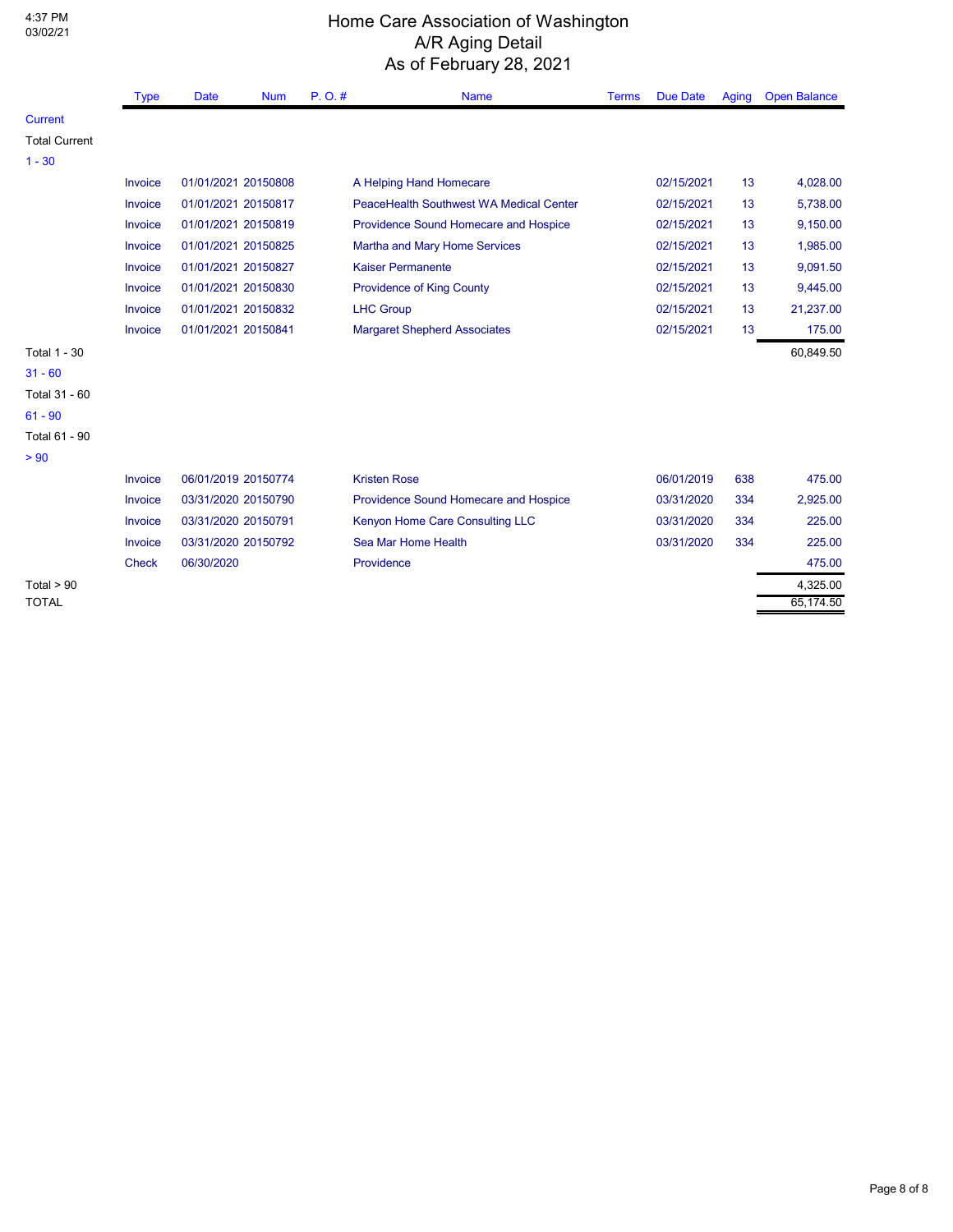4:37 PM
03/02/21

# Home Care Association of Washington
## A/R Aging Detail
### As of February 28, 2021

| | Type | Date | Num | P. O. # | Name | Terms | Due Date | Aging | Open Balance |
|---|---|---|---|---|---|---|---|---|---|
| Current | | | | | | | | | |
| Total Current | | | | | | | | | |
| 1 - 30 | | | | | | | | | |
| | Invoice | 01/01/2021 | 20150808 | | A Helping Hand Homecare | | 02/15/2021 | 13 | 4,028.00 |
| | Invoice | 01/01/2021 | 20150817 | | PeaceHealth Southwest WA Medical Center | | 02/15/2021 | 13 | 5,738.00 |
| | Invoice | 01/01/2021 | 20150819 | | Providence Sound Homecare and Hospice | | 02/15/2021 | 13 | 9,150.00 |
| | Invoice | 01/01/2021 | 20150825 | | Martha and Mary Home Services | | 02/15/2021 | 13 | 1,985.00 |
| | Invoice | 01/01/2021 | 20150827 | | Kaiser Permanente | | 02/15/2021 | 13 | 9,091.50 |
| | Invoice | 01/01/2021 | 20150830 | | Providence of King County | | 02/15/2021 | 13 | 9,445.00 |
| | Invoice | 01/01/2021 | 20150832 | | LHC Group | | 02/15/2021 | 13 | 21,237.00 |
| | Invoice | 01/01/2021 | 20150841 | | Margaret Shepherd Associates | | 02/15/2021 | 13 | 175.00 |
| Total 1 - 30 | | | | | | | | | 60,849.50 |
| 31 - 60 | | | | | | | | | |
| Total 31 - 60 | | | | | | | | | |
| 61 - 90 | | | | | | | | | |
| Total 61 - 90 | | | | | | | | | |
| > 90 | | | | | | | | | |
| | Invoice | 06/01/2019 | 20150774 | | Kristen Rose | | 06/01/2019 | 638 | 475.00 |
| | Invoice | 03/31/2020 | 20150790 | | Providence Sound Homecare and Hospice | | 03/31/2020 | 334 | 2,925.00 |
| | Invoice | 03/31/2020 | 20150791 | | Kenyon Home Care Consulting LLC | | 03/31/2020 | 334 | 225.00 |
| | Invoice | 03/31/2020 | 20150792 | | Sea Mar Home Health | | 03/31/2020 | 334 | 225.00 |
| | Check | 06/30/2020 | | | Providence | | | | 475.00 |
| Total > 90 | | | | | | | | | 4,325.00 |
| TOTAL | | | | | | | | | 65,174.50 |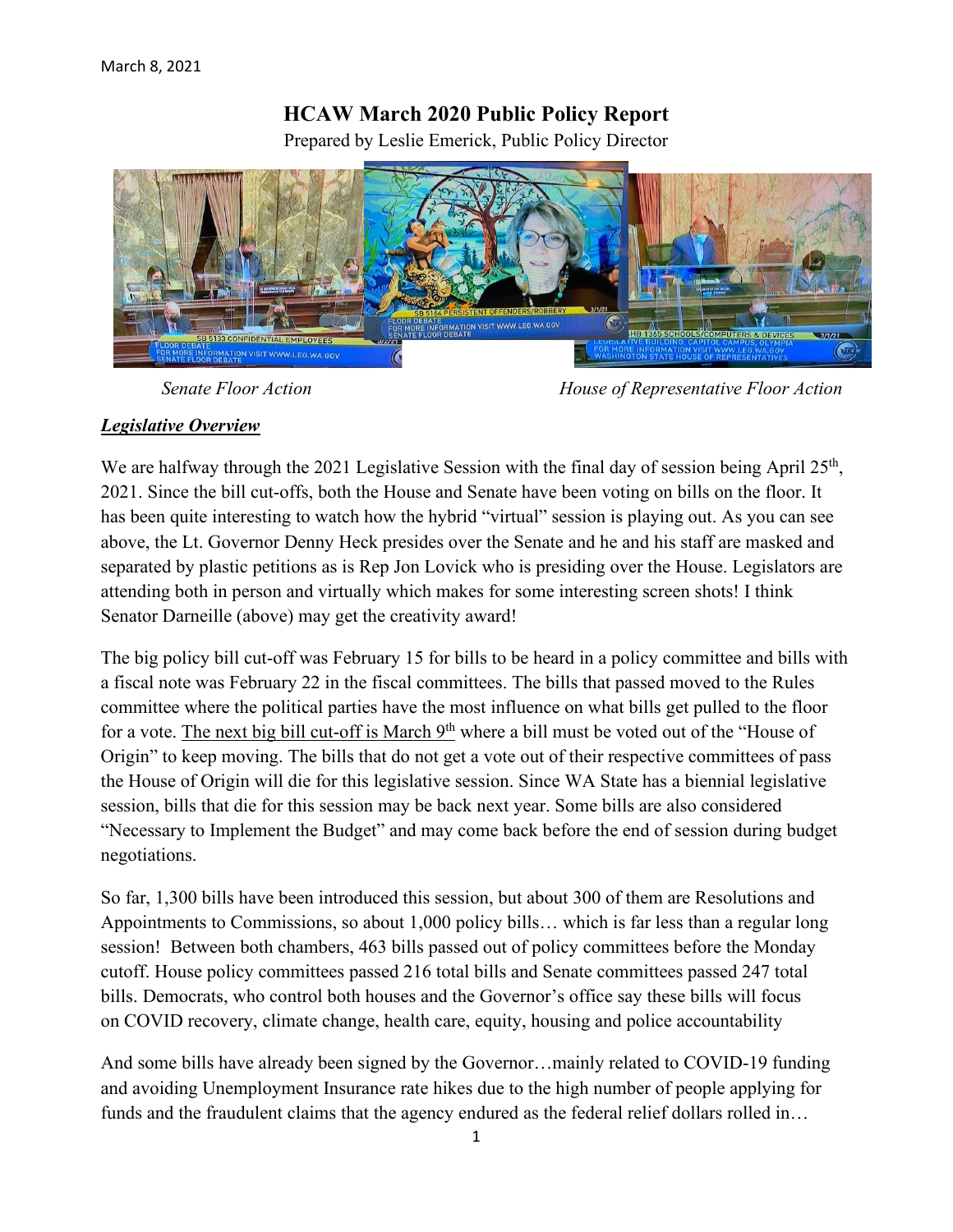March 8, 2021

# HCAW March 2020 Public Policy Report

Prepared by Leslie Emerick, Public Policy Director

*Senate Floor Action* *House of Representative Floor Action*

## ***Legislative Overview***

We are halfway through the 2021 Legislative Session with the final day of session being April 25th, 2021. Since the bill cut-offs, both the House and Senate have been voting on bills on the floor. It has been quite interesting to watch how the hybrid "virtual" session is playing out. As you can see above, the Lt. Governor Denny Heck presides over the Senate and he and his staff are masked and separated by plastic petitions as is Rep Jon Lovick who is presiding over the House. Legislators are attending both in person and virtually which makes for some interesting screen shots! I think Senator Darneille (above) may get the creativity award!

The big policy bill cut-off was February 15 for bills to be heard in a policy committee and bills with a fiscal note was February 22 in the fiscal committees. The bills that passed moved to the Rules committee where the political parties have the most influence on what bills get pulled to the floor for a vote. The next big bill cut-off is March 9th where a bill must be voted out of the "House of Origin" to keep moving. The bills that do not get a vote out of their respective committees of pass the House of Origin will die for this legislative session. Since WA State has a biennial legislative session, bills that die for this session may be back next year. Some bills are also considered "Necessary to Implement the Budget" and may come back before the end of session during budget negotiations.

So far, 1,300 bills have been introduced this session, but about 300 of them are Resolutions and Appointments to Commissions, so about 1,000 policy bills… which is far less than a regular long session! Between both chambers, 463 bills passed out of policy committees before the Monday cutoff. House policy committees passed 216 total bills and Senate committees passed 247 total bills. Democrats, who control both houses and the Governor's office say these bills will focus on COVID recovery, climate change, health care, equity, housing and police accountability

And some bills have already been signed by the Governor…mainly related to COVID-19 funding and avoiding Unemployment Insurance rate hikes due to the high number of people applying for funds and the fraudulent claims that the agency endured as the federal relief dollars rolled in…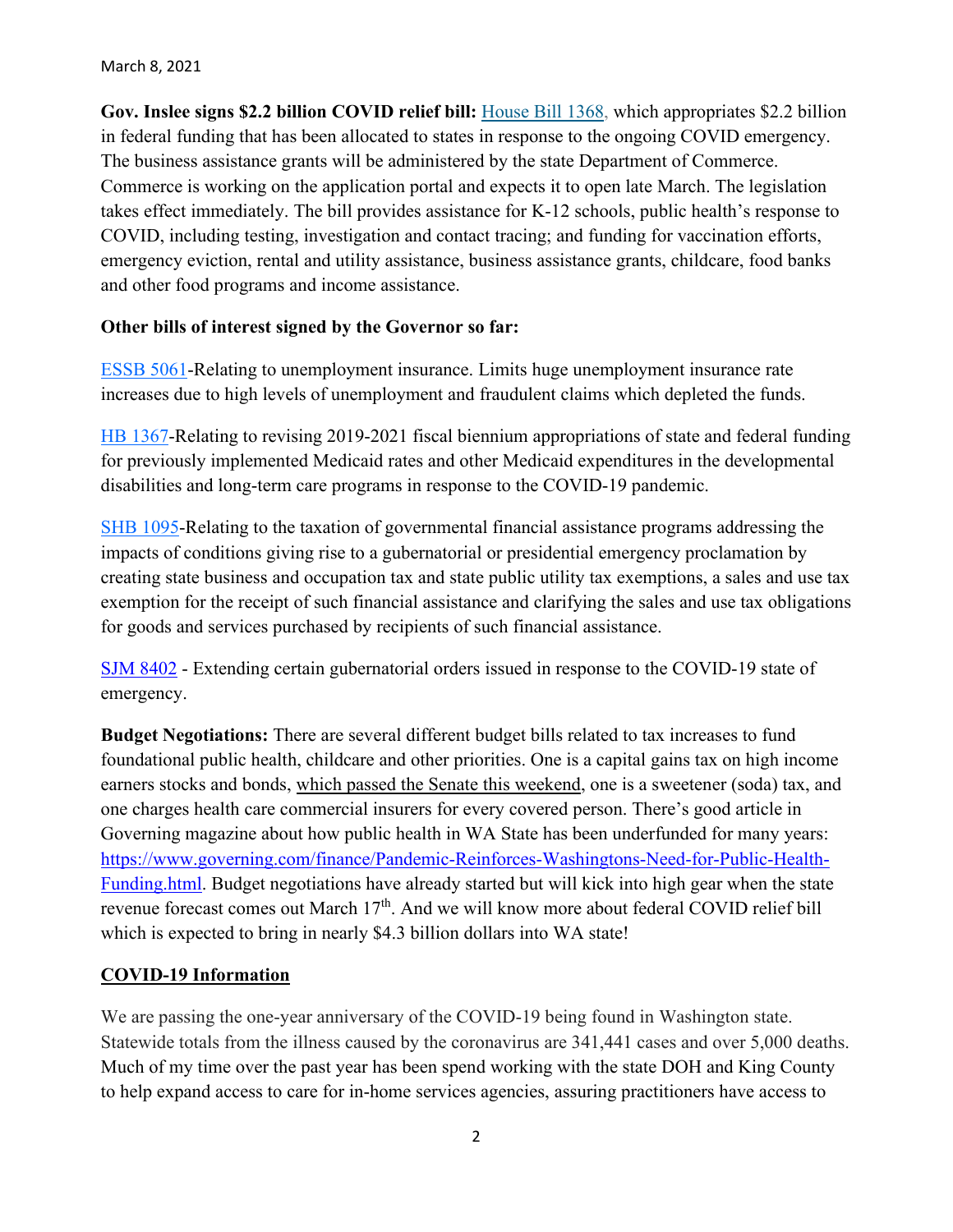March 8, 2021

**Gov. Inslee signs $2.2 billion COVID relief bill:** [House Bill 1368,](#) which appropriates $2.2 billion in federal funding that has been allocated to states in response to the ongoing COVID emergency. The business assistance grants will be administered by the state Department of Commerce. Commerce is working on the application portal and expects it to open late March. The legislation takes effect immediately. The bill provides assistance for K-12 schools, public health's response to COVID, including testing, investigation and contact tracing; and funding for vaccination efforts, emergency eviction, rental and utility assistance, business assistance grants, childcare, food banks and other food programs and income assistance.

**Other bills of interest signed by the Governor so far:**

[ESSB 5061](#)-Relating to unemployment insurance. Limits huge unemployment insurance rate increases due to high levels of unemployment and fraudulent claims which depleted the funds.

[HB 1367](#)-Relating to revising 2019-2021 fiscal biennium appropriations of state and federal funding for previously implemented Medicaid rates and other Medicaid expenditures in the developmental disabilities and long-term care programs in response to the COVID-19 pandemic.

[SHB 1095](#)-Relating to the taxation of governmental financial assistance programs addressing the impacts of conditions giving rise to a gubernatorial or presidential emergency proclamation by creating state business and occupation tax and state public utility tax exemptions, a sales and use tax exemption for the receipt of such financial assistance and clarifying the sales and use tax obligations for goods and services purchased by recipients of such financial assistance.

[SJM 8402](#) - Extending certain gubernatorial orders issued in response to the COVID-19 state of emergency.

**Budget Negotiations:** There are several different budget bills related to tax increases to fund foundational public health, childcare and other priorities. One is a capital gains tax on high income earners stocks and bonds, which passed the Senate this weekend, one is a sweetener (soda) tax, and one charges health care commercial insurers for every covered person. There's good article in Governing magazine about how public health in WA State has been underfunded for many years: https://www.governing.com/finance/Pandemic-Reinforces-Washingtons-Need-for-Public-Health-Funding.html. Budget negotiations have already started but will kick into high gear when the state revenue forecast comes out March 17th. And we will know more about federal COVID relief bill which is expected to bring in nearly $4.3 billion dollars into WA state!

## COVID-19 Information

We are passing the one-year anniversary of the COVID-19 being found in Washington state. Statewide totals from the illness caused by the coronavirus are 341,441 cases and over 5,000 deaths. Much of my time over the past year has been spend working with the state DOH and King County to help expand access to care for in-home services agencies, assuring practitioners have access to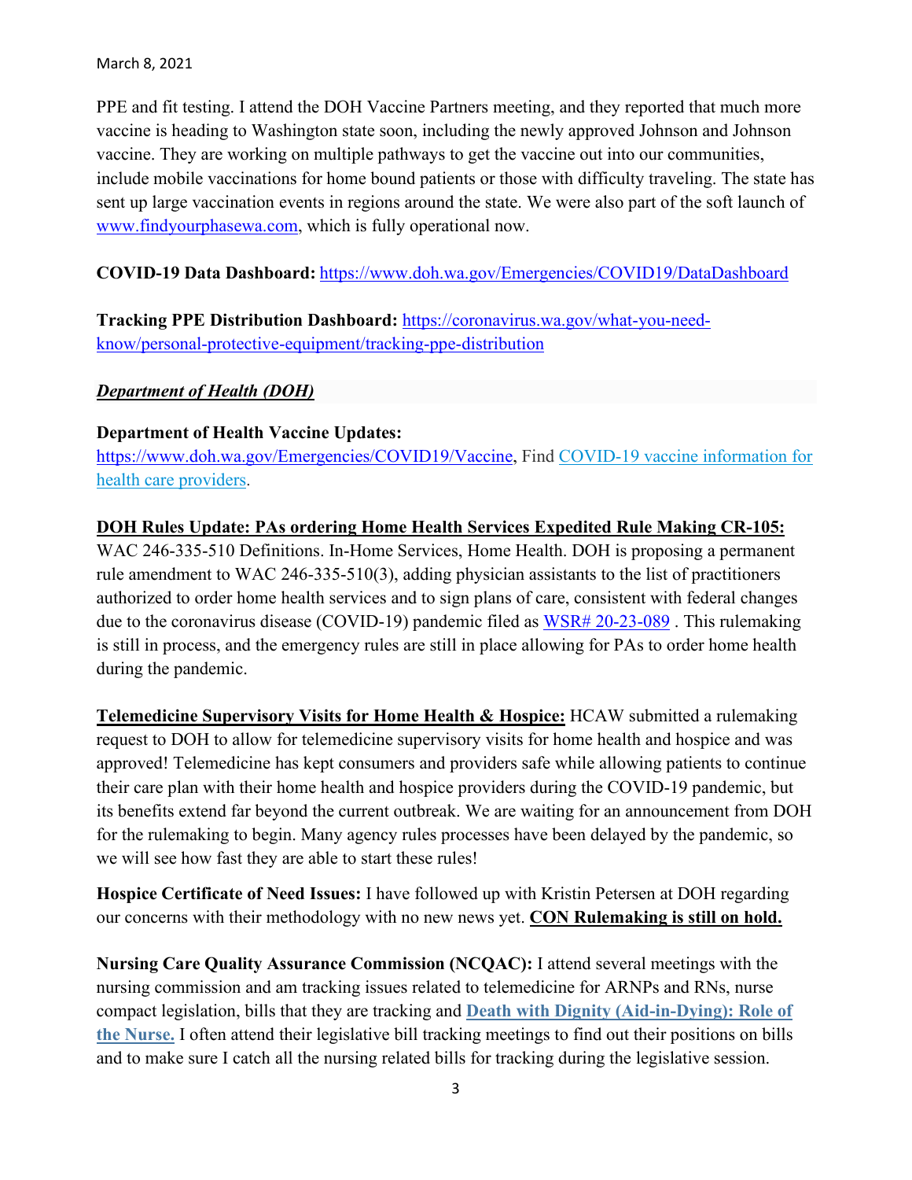PPE and fit testing. I attend the DOH Vaccine Partners meeting, and they reported that much more vaccine is heading to Washington state soon, including the newly approved Johnson and Johnson vaccine. They are working on multiple pathways to get the vaccine out into our communities, include mobile vaccinations for home bound patients or those with difficulty traveling. The state has sent up large vaccination events in regions around the state. We were also part of the soft launch of www.findyourphasewa.com, which is fully operational now.

**COVID-19 Data Dashboard:** https://www.doh.wa.gov/Emergencies/COVID19/DataDashboard

**Tracking PPE Distribution Dashboard:** https://coronavirus.wa.gov/what-you-need-know/personal-protective-equipment/tracking-ppe-distribution

## ***Department of Health (DOH)***

**Department of Health Vaccine Updates:**
https://www.doh.wa.gov/Emergencies/COVID19/Vaccine, Find COVID-19 vaccine information for health care providers.

**DOH Rules Update: PAs ordering Home Health Services Expedited Rule Making CR-105:**
WAC 246-335-510 Definitions. In-Home Services, Home Health. DOH is proposing a permanent rule amendment to WAC 246-335-510(3), adding physician assistants to the list of practitioners authorized to order home health services and to sign plans of care, consistent with federal changes due to the coronavirus disease (COVID-19) pandemic filed as WSR# 20-23-089 . This rulemaking is still in process, and the emergency rules are still in place allowing for PAs to order home health during the pandemic.

**Telemedicine Supervisory Visits for Home Health & Hospice:** HCAW submitted a rulemaking request to DOH to allow for telemedicine supervisory visits for home health and hospice and was approved! Telemedicine has kept consumers and providers safe while allowing patients to continue their care plan with their home health and hospice providers during the COVID-19 pandemic, but its benefits extend far beyond the current outbreak. We are waiting for an announcement from DOH for the rulemaking to begin. Many agency rules processes have been delayed by the pandemic, so we will see how fast they are able to start these rules!

**Hospice Certificate of Need Issues:** I have followed up with Kristin Petersen at DOH regarding our concerns with their methodology with no new news yet. **CON Rulemaking is still on hold.**

**Nursing Care Quality Assurance Commission (NCQAC):** I attend several meetings with the nursing commission and am tracking issues related to telemedicine for ARNPs and RNs, nurse compact legislation, bills that they are tracking and **Death with Dignity (Aid-in-Dying): Role of the Nurse.** I often attend their legislative bill tracking meetings to find out their positions on bills and to make sure I catch all the nursing related bills for tracking during the legislative session.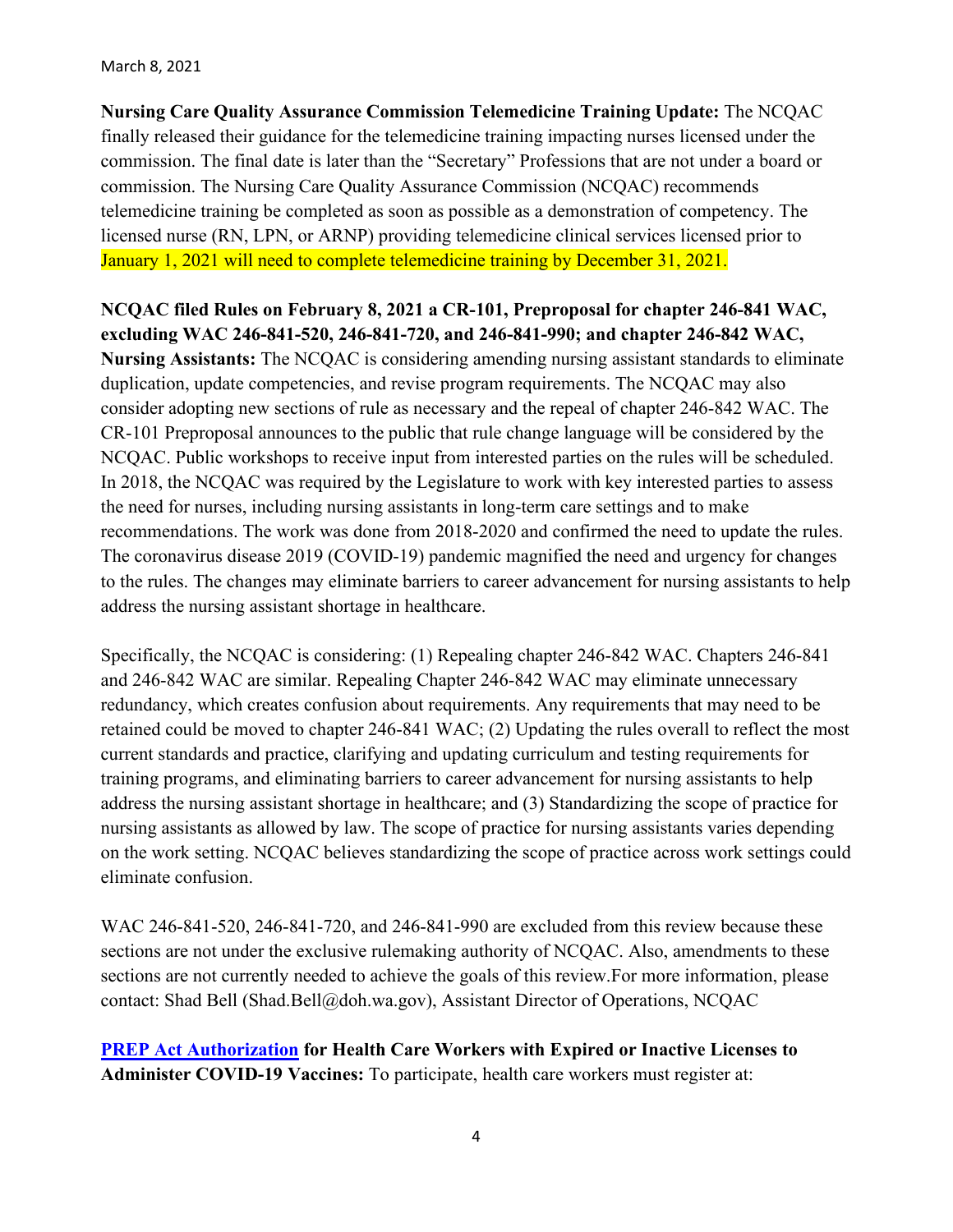March 8, 2021

**Nursing Care Quality Assurance Commission Telemedicine Training Update:** The NCQAC finally released their guidance for the telemedicine training impacting nurses licensed under the commission. The final date is later than the "Secretary" Professions that are not under a board or commission. The Nursing Care Quality Assurance Commission (NCQAC) recommends telemedicine training be completed as soon as possible as a demonstration of competency. The licensed nurse (RN, LPN, or ARNP) providing telemedicine clinical services licensed prior to January 1, 2021 will need to complete telemedicine training by December 31, 2021.

**NCQAC filed Rules on February 8, 2021 a CR-101, Preproposal for chapter 246-841 WAC, excluding WAC 246-841-520, 246-841-720, and 246-841-990; and chapter 246-842 WAC, Nursing Assistants:** The NCQAC is considering amending nursing assistant standards to eliminate duplication, update competencies, and revise program requirements. The NCQAC may also consider adopting new sections of rule as necessary and the repeal of chapter 246-842 WAC. The CR-101 Preproposal announces to the public that rule change language will be considered by the NCQAC. Public workshops to receive input from interested parties on the rules will be scheduled. In 2018, the NCQAC was required by the Legislature to work with key interested parties to assess the need for nurses, including nursing assistants in long-term care settings and to make recommendations. The work was done from 2018-2020 and confirmed the need to update the rules. The coronavirus disease 2019 (COVID-19) pandemic magnified the need and urgency for changes to the rules. The changes may eliminate barriers to career advancement for nursing assistants to help address the nursing assistant shortage in healthcare.

Specifically, the NCQAC is considering: (1) Repealing chapter 246-842 WAC. Chapters 246-841 and 246-842 WAC are similar. Repealing Chapter 246-842 WAC may eliminate unnecessary redundancy, which creates confusion about requirements. Any requirements that may need to be retained could be moved to chapter 246-841 WAC; (2) Updating the rules overall to reflect the most current standards and practice, clarifying and updating curriculum and testing requirements for training programs, and eliminating barriers to career advancement for nursing assistants to help address the nursing assistant shortage in healthcare; and (3) Standardizing the scope of practice for nursing assistants as allowed by law. The scope of practice for nursing assistants varies depending on the work setting. NCQAC believes standardizing the scope of practice across work settings could eliminate confusion.

WAC 246-841-520, 246-841-720, and 246-841-990 are excluded from this review because these sections are not under the exclusive rulemaking authority of NCQAC. Also, amendments to these sections are not currently needed to achieve the goals of this review.For more information, please contact: Shad Bell (Shad.Bell@doh.wa.gov), Assistant Director of Operations, NCQAC

**PREP Act Authorization for Health Care Workers with Expired or Inactive Licenses to Administer COVID-19 Vaccines:** To participate, health care workers must register at: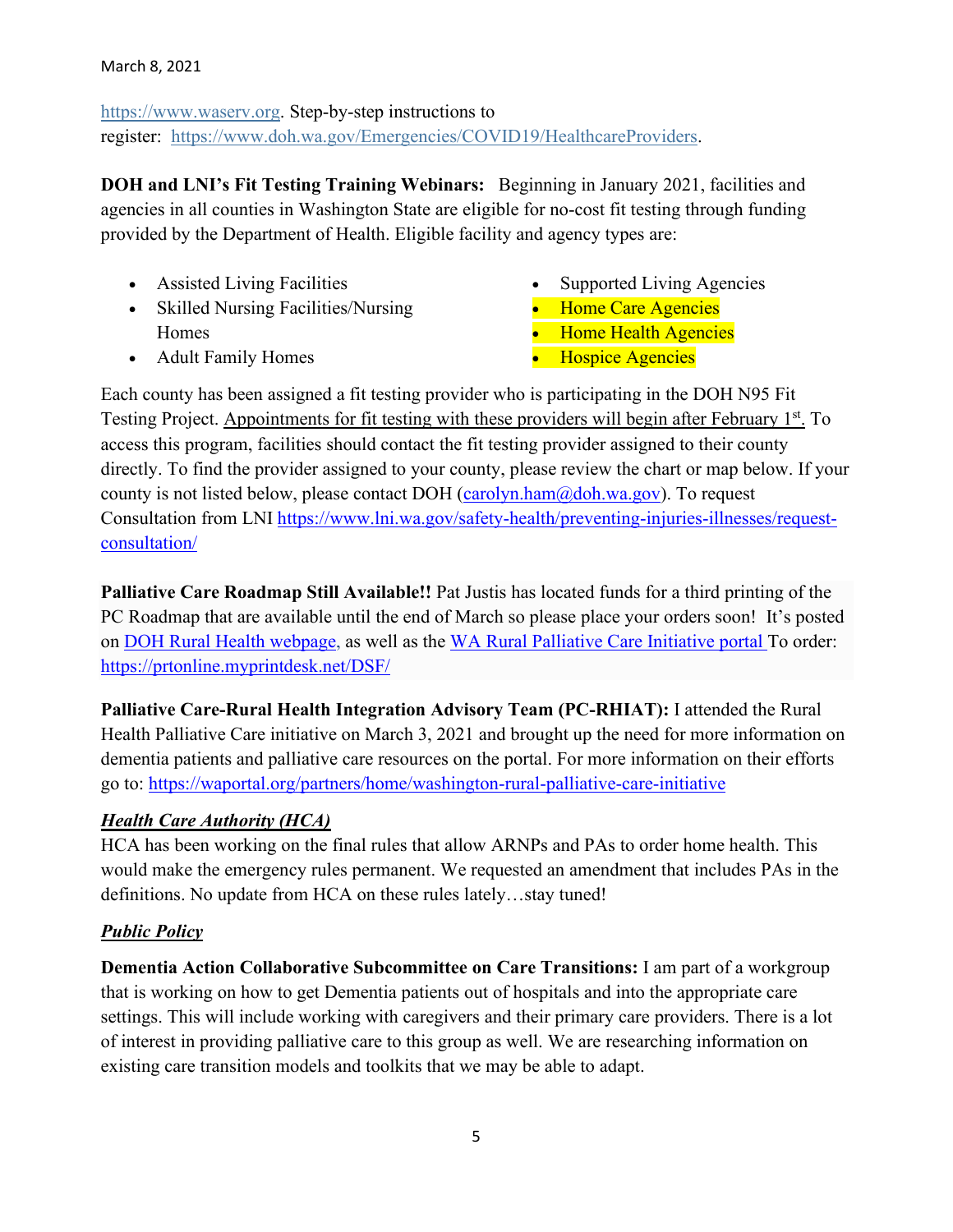https://www.waserv.org. Step-by-step instructions to register: https://www.doh.wa.gov/Emergencies/COVID19/HealthcareProviders.

**DOH and LNI's Fit Testing Training Webinars:** Beginning in January 2021, facilities and agencies in all counties in Washington State are eligible for no-cost fit testing through funding provided by the Department of Health. Eligible facility and agency types are:

- Assisted Living Facilities
- Skilled Nursing Facilities/Nursing Homes
- Adult Family Homes
- Supported Living Agencies
- Home Care Agencies
- Home Health Agencies
- Hospice Agencies

Each county has been assigned a fit testing provider who is participating in the DOH N95 Fit Testing Project. Appointments for fit testing with these providers will begin after February 1st. To access this program, facilities should contact the fit testing provider assigned to their county directly. To find the provider assigned to your county, please review the chart or map below. If your county is not listed below, please contact DOH (carolyn.ham@doh.wa.gov). To request Consultation from LNI https://www.lni.wa.gov/safety-health/preventing-injuries-illnesses/request-consultation/

**Palliative Care Roadmap Still Available!!** Pat Justis has located funds for a third printing of the PC Roadmap that are available until the end of March so please place your orders soon! It's posted on DOH Rural Health webpage, as well as the WA Rural Palliative Care Initiative portal To order: https://prtonline.myprintdesk.net/DSF/

**Palliative Care-Rural Health Integration Advisory Team (PC-RHIAT):** I attended the Rural Health Palliative Care initiative on March 3, 2021 and brought up the need for more information on dementia patients and palliative care resources on the portal. For more information on their efforts go to: https://waportal.org/partners/home/washington-rural-palliative-care-initiative

***Health Care Authority (HCA)***

HCA has been working on the final rules that allow ARNPs and PAs to order home health. This would make the emergency rules permanent. We requested an amendment that includes PAs in the definitions. No update from HCA on these rules lately…stay tuned!

***Public Policy***

**Dementia Action Collaborative Subcommittee on Care Transitions:** I am part of a workgroup that is working on how to get Dementia patients out of hospitals and into the appropriate care settings. This will include working with caregivers and their primary care providers. There is a lot of interest in providing palliative care to this group as well. We are researching information on existing care transition models and toolkits that we may be able to adapt.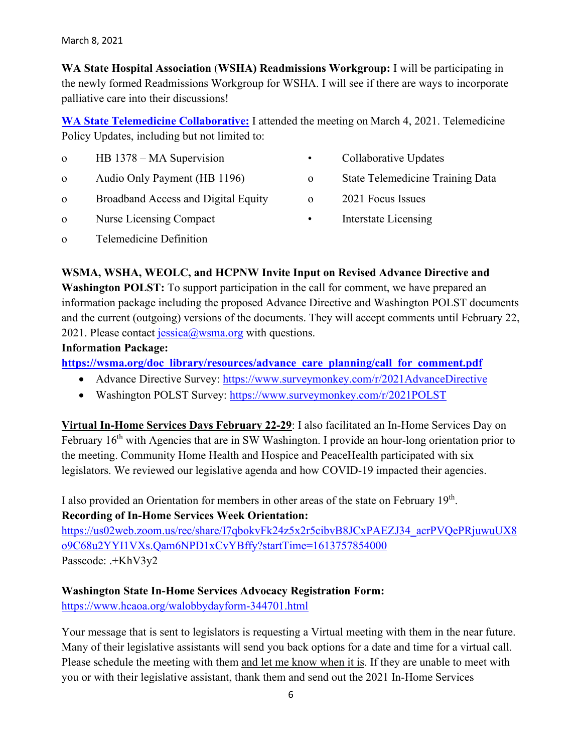March 8, 2021

**WA State Hospital Association (WSHA) Readmissions Workgroup:** I will be participating in the newly formed Readmissions Workgroup for WSHA. I will see if there are ways to incorporate palliative care into their discussions!

**WA State Telemedicine Collaborative:** I attended the meeting on March 4, 2021. Telemedicine Policy Updates, including but not limited to:

- o HB 1378 – MA Supervision
- o Audio Only Payment (HB 1196)
- o Broadband Access and Digital Equity
- o Nurse Licensing Compact
- o Telemedicine Definition
- • Collaborative Updates
  - o State Telemedicine Training Data
  - o 2021 Focus Issues
- • Interstate Licensing

**WSMA, WSHA, WEOLC, and HCPNW Invite Input on Revised Advance Directive and Washington POLST:** To support participation in the call for comment, we have prepared an information package including the proposed Advance Directive and Washington POLST documents and the current (outgoing) versions of the documents. They will accept comments until February 22, 2021. Please contact jessica@wsma.org with questions.

**Information Package:**
**https://wsma.org/doc_library/resources/advance_care_planning/call_for_comment.pdf**

- Advance Directive Survey: https://www.surveymonkey.com/r/2021AdvanceDirective
- Washington POLST Survey: https://www.surveymonkey.com/r/2021POLST

**Virtual In-Home Services Days February 22-29**: I also facilitated an In-Home Services Day on February 16th with Agencies that are in SW Washington. I provide an hour-long orientation prior to the meeting. Community Home Health and Hospice and PeaceHealth participated with six legislators. We reviewed our legislative agenda and how COVID-19 impacted their agencies.

I also provided an Orientation for members in other areas of the state on February 19th.

**Recording of In-Home Services Week Orientation:**
https://us02web.zoom.us/rec/share/I7qbokvFk24z5x2r5cibvB8JCxPAEZJ34_acrPVQePRjuwuUX8o9C68u2YYI1VXs.Qam6NPD1xCvYBffy?startTime=1613757854000
Passcode: .+KhV3y2

**Washington State In-Home Services Advocacy Registration Form:**
https://www.hcaoa.org/walobbydayform-344701.html

Your message that is sent to legislators is requesting a Virtual meeting with them in the near future. Many of their legislative assistants will send you back options for a date and time for a virtual call. Please schedule the meeting with them and let me know when it is. If they are unable to meet with you or with their legislative assistant, thank them and send out the 2021 In-Home Services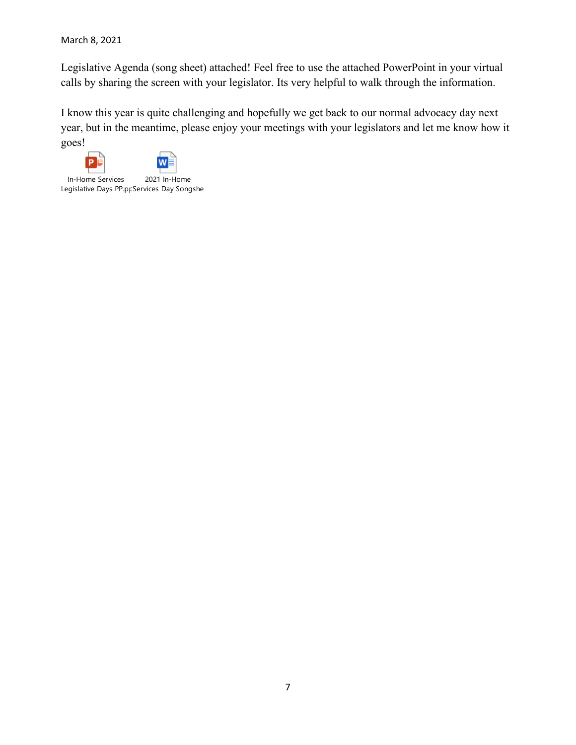March 8, 2021

Legislative Agenda (song sheet) attached! Feel free to use the attached PowerPoint in your virtual calls by sharing the screen with your legislator. Its very helpful to walk through the information.

I know this year is quite challenging and hopefully we get back to our normal advocacy day next year, but in the meantime, please enjoy your meetings with your legislators and let me know how it goes!

In-Home Services Legislative Days PP.pp

2021 In-Home Services Day Songshe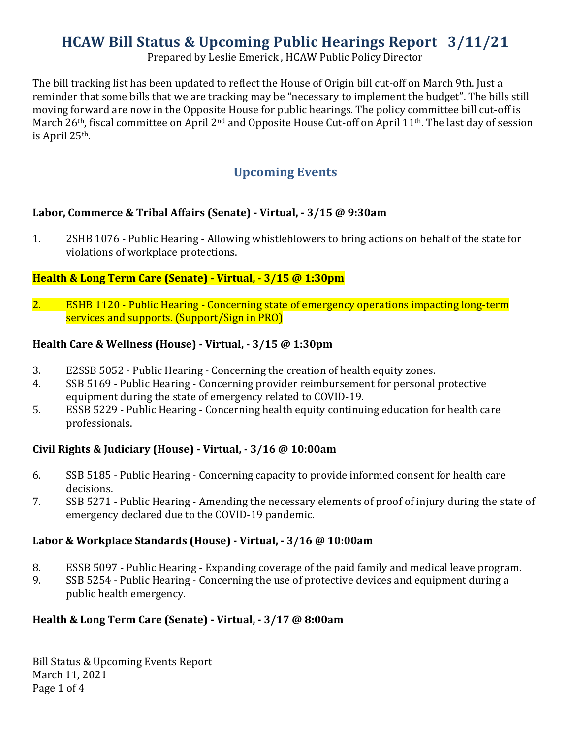# HCAW Bill Status & Upcoming Public Hearings Report 3/11/21

Prepared by Leslie Emerick , HCAW Public Policy Director

The bill tracking list has been updated to reflect the House of Origin bill cut-off on March 9th. Just a reminder that some bills that we are tracking may be "necessary to implement the budget". The bills still moving forward are now in the Opposite House for public hearings. The policy committee bill cut-off is March 26th, fiscal committee on April 2nd and Opposite House Cut-off on April 11th. The last day of session is April 25th.

## Upcoming Events

**Labor, Commerce & Tribal Affairs (Senate) - Virtual, - 3/15 @ 9:30am**

1. 2SHB 1076 - Public Hearing - Allowing whistleblowers to bring actions on behalf of the state for violations of workplace protections.

**Health & Long Term Care (Senate) - Virtual, - 3/15 @ 1:30pm**

2. ESHB 1120 - Public Hearing - Concerning state of emergency operations impacting long-term services and supports. (Support/Sign in PRO)

**Health Care & Wellness (House) - Virtual, - 3/15 @ 1:30pm**

3. E2SSB 5052 - Public Hearing - Concerning the creation of health equity zones.
4. SSB 5169 - Public Hearing - Concerning provider reimbursement for personal protective equipment during the state of emergency related to COVID-19.
5. ESSB 5229 - Public Hearing - Concerning health equity continuing education for health care professionals.

**Civil Rights & Judiciary (House) - Virtual, - 3/16 @ 10:00am**

6. SSB 5185 - Public Hearing - Concerning capacity to provide informed consent for health care decisions.
7. SSB 5271 - Public Hearing - Amending the necessary elements of proof of injury during the state of emergency declared due to the COVID-19 pandemic.

**Labor & Workplace Standards (House) - Virtual, - 3/16 @ 10:00am**

8. ESSB 5097 - Public Hearing - Expanding coverage of the paid family and medical leave program.
9. SSB 5254 - Public Hearing - Concerning the use of protective devices and equipment during a public health emergency.

**Health & Long Term Care (Senate) - Virtual, - 3/17 @ 8:00am**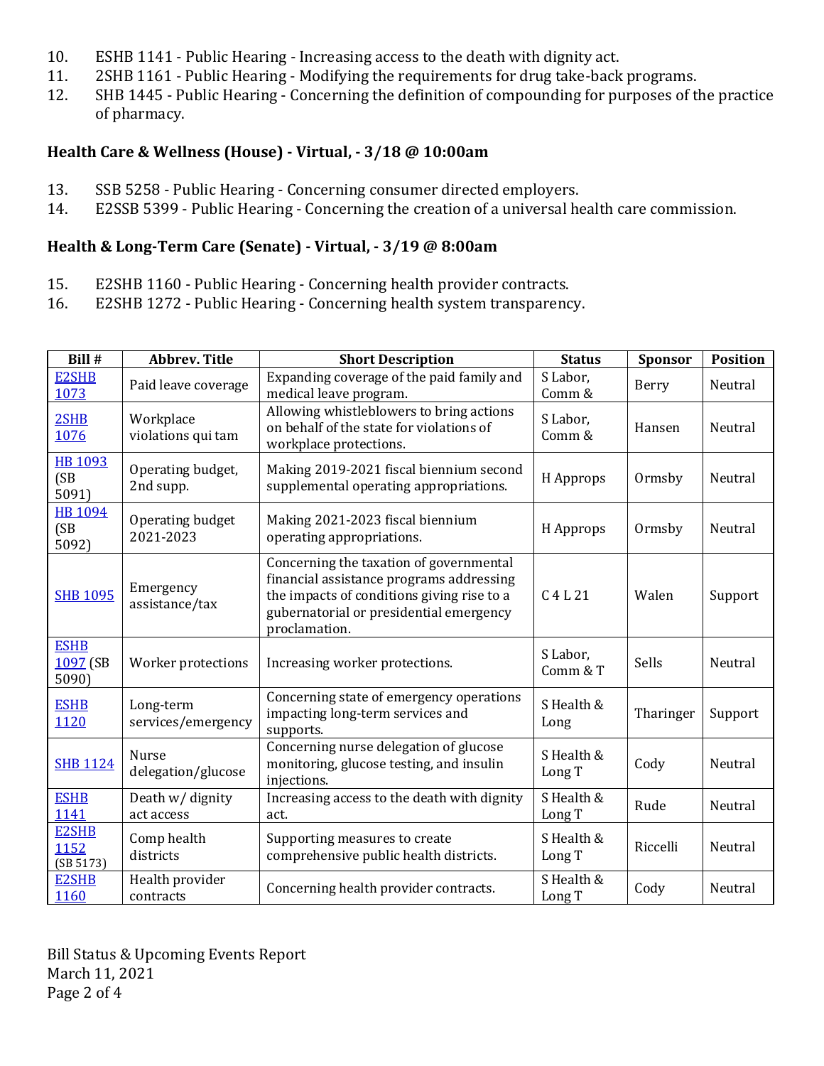10. ESHB 1141 - Public Hearing - Increasing access to the death with dignity act.
11. 2SHB 1161 - Public Hearing - Modifying the requirements for drug take-back programs.
12. SHB 1445 - Public Hearing - Concerning the definition of compounding for purposes of the practice of pharmacy.

**Health Care & Wellness (House) - Virtual, - 3/18 @ 10:00am**

13. SSB 5258 - Public Hearing - Concerning consumer directed employers.
14. E2SSB 5399 - Public Hearing - Concerning the creation of a universal health care commission.

**Health & Long-Term Care (Senate) - Virtual, - 3/19 @ 8:00am**

15. E2SHB 1160 - Public Hearing - Concerning health provider contracts.
16. E2SHB 1272 - Public Hearing - Concerning health system transparency.

| Bill # | Abbrev. Title | Short Description | Status | Sponsor | Position |
|---|---|---|---|---|---|
| E2SHB 1073 | Paid leave coverage | Expanding coverage of the paid family and medical leave program. | S Labor, Comm & | Berry | Neutral |
| 2SHB 1076 | Workplace violations qui tam | Allowing whistleblowers to bring actions on behalf of the state for violations of workplace protections. | S Labor, Comm & | Hansen | Neutral |
| HB 1093 (SB 5091) | Operating budget, 2nd supp. | Making 2019-2021 fiscal biennium second supplemental operating appropriations. | H Approps | Ormsby | Neutral |
| HB 1094 (SB 5092) | Operating budget 2021-2023 | Making 2021-2023 fiscal biennium operating appropriations. | H Approps | Ormsby | Neutral |
| SHB 1095 | Emergency assistance/tax | Concerning the taxation of governmental financial assistance programs addressing the impacts of conditions giving rise to a gubernatorial or presidential emergency proclamation. | C 4 L 21 | Walen | Support |
| ESHB 1097 (SB 5090) | Worker protections | Increasing worker protections. | S Labor, Comm & T | Sells | Neutral |
| ESHB 1120 | Long-term services/emergency | Concerning state of emergency operations impacting long-term services and supports. | S Health & Long | Tharinger | Support |
| SHB 1124 | Nurse delegation/glucose | Concerning nurse delegation of glucose monitoring, glucose testing, and insulin injections. | S Health & Long T | Cody | Neutral |
| ESHB 1141 | Death w/ dignity act access | Increasing access to the death with dignity act. | S Health & Long T | Rude | Neutral |
| E2SHB 1152 (SB 5173) | Comp health districts | Supporting measures to create comprehensive public health districts. | S Health & Long T | Riccelli | Neutral |
| E2SHB 1160 | Health provider contracts | Concerning health provider contracts. | S Health & Long T | Cody | Neutral |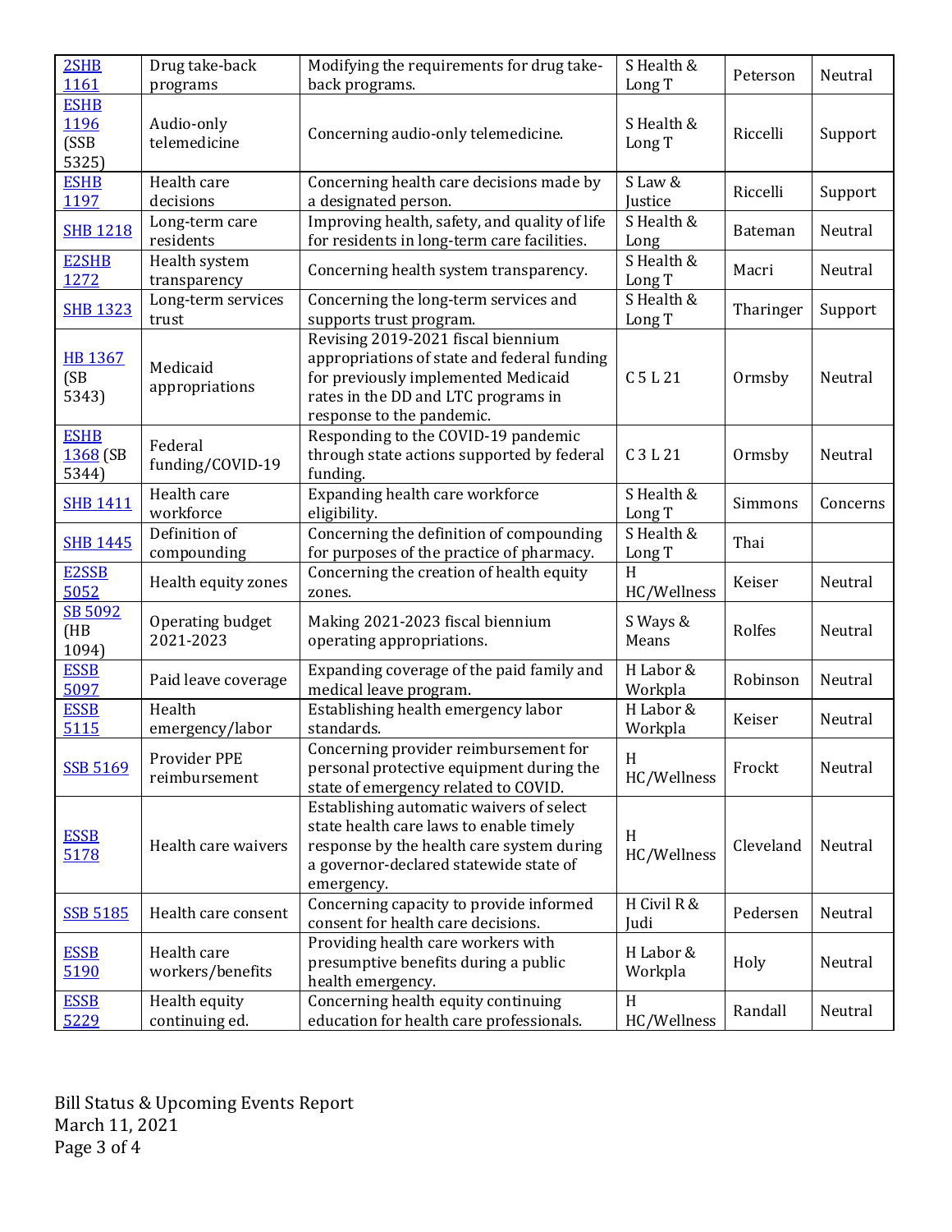| 2SHB 1161 | Drug take-back programs | Modifying the requirements for drug take-back programs. | S Health & Long T | Peterson | Neutral |
|---|---|---|---|---|---|
| ESHB 1196 (SSB 5325) | Audio-only telemedicine | Concerning audio-only telemedicine. | S Health & Long T | Riccelli | Support |
| ESHB 1197 | Health care decisions | Concerning health care decisions made by a designated person. | S Law & Justice | Riccelli | Support |
| SHB 1218 | Long-term care residents | Improving health, safety, and quality of life for residents in long-term care facilities. | S Health & Long | Bateman | Neutral |
| E2SHB 1272 | Health system transparency | Concerning health system transparency. | S Health & Long T | Macri | Neutral |
| SHB 1323 | Long-term services trust | Concerning the long-term services and supports trust program. | S Health & Long T | Tharinger | Support |
| HB 1367 (SB 5343) | Medicaid appropriations | Revising 2019-2021 fiscal biennium appropriations of state and federal funding for previously implemented Medicaid rates in the DD and LTC programs in response to the pandemic. | C 5 L 21 | Ormsby | Neutral |
| ESHB 1368 (SB 5344) | Federal funding/COVID-19 | Responding to the COVID-19 pandemic through state actions supported by federal funding. | C 3 L 21 | Ormsby | Neutral |
| SHB 1411 | Health care workforce | Expanding health care workforce eligibility. | S Health & Long T | Simmons | Concerns |
| SHB 1445 | Definition of compounding | Concerning the definition of compounding for purposes of the practice of pharmacy. | S Health & Long T | Thai | |
| E2SSB 5052 | Health equity zones | Concerning the creation of health equity zones. | H HC/Wellness | Keiser | Neutral |
| SB 5092 (HB 1094) | Operating budget 2021-2023 | Making 2021-2023 fiscal biennium operating appropriations. | S Ways & Means | Rolfes | Neutral |
| ESSB 5097 | Paid leave coverage | Expanding coverage of the paid family and medical leave program. | H Labor & Workpla | Robinson | Neutral |
| ESSB 5115 | Health emergency/labor | Establishing health emergency labor standards. | H Labor & Workpla | Keiser | Neutral |
| SSB 5169 | Provider PPE reimbursement | Concerning provider reimbursement for personal protective equipment during the state of emergency related to COVID. | H HC/Wellness | Frockt | Neutral |
| ESSB 5178 | Health care waivers | Establishing automatic waivers of select state health care laws to enable timely response by the health care system during a governor-declared statewide state of emergency. | H HC/Wellness | Cleveland | Neutral |
| SSB 5185 | Health care consent | Concerning capacity to provide informed consent for health care decisions. | H Civil R & Judi | Pedersen | Neutral |
| ESSB 5190 | Health care workers/benefits | Providing health care workers with presumptive benefits during a public health emergency. | H Labor & Workpla | Holy | Neutral |
| ESSB 5229 | Health equity continuing ed. | Concerning health equity continuing education for health care professionals. | H HC/Wellness | Randall | Neutral |

Bill Status & Upcoming Events Report
March 11, 2021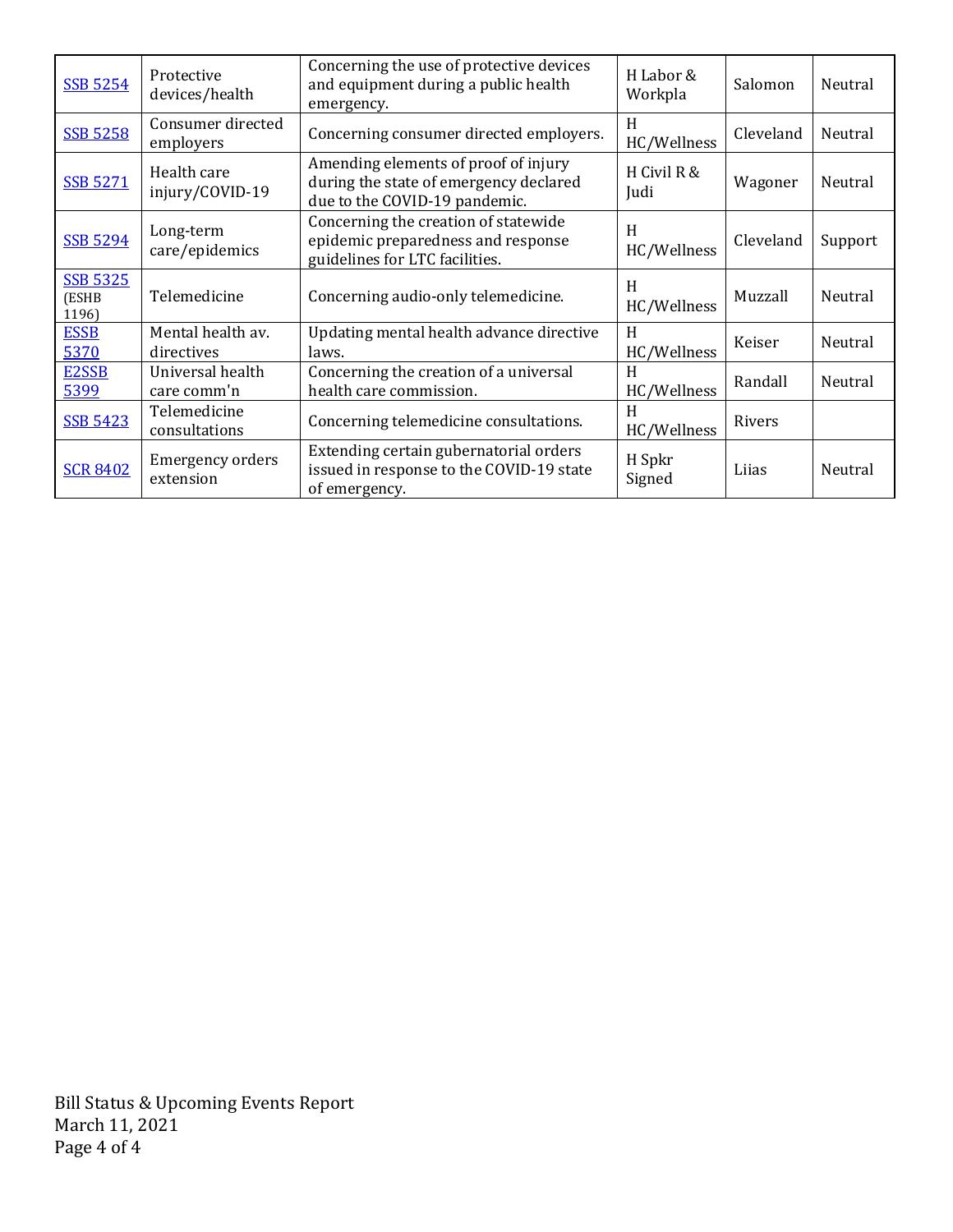| SSB 5254 | Protective devices/health | Concerning the use of protective devices and equipment during a public health emergency. | H Labor & Workpla | Salomon | Neutral |
|---|---|---|---|---|---|
| SSB 5258 | Consumer directed employers | Concerning consumer directed employers. | H HC/Wellness | Cleveland | Neutral |
| SSB 5271 | Health care injury/COVID-19 | Amending elements of proof of injury during the state of emergency declared due to the COVID-19 pandemic. | H Civil R & Judi | Wagoner | Neutral |
| SSB 5294 | Long-term care/epidemics | Concerning the creation of statewide epidemic preparedness and response guidelines for LTC facilities. | H HC/Wellness | Cleveland | Support |
| SSB 5325 (ESHB 1196) | Telemedicine | Concerning audio-only telemedicine. | H HC/Wellness | Muzzall | Neutral |
| ESSB 5370 | Mental health av. directives | Updating mental health advance directive laws. | H HC/Wellness | Keiser | Neutral |
| E2SSB 5399 | Universal health care comm'n | Concerning the creation of a universal health care commission. | H HC/Wellness | Randall | Neutral |
| SSB 5423 | Telemedicine consultations | Concerning telemedicine consultations. | H HC/Wellness | Rivers | |
| SCR 8402 | Emergency orders extension | Extending certain gubernatorial orders issued in response to the COVID-19 state of emergency. | H Spkr Signed | Liias | Neutral |

Bill Status & Upcoming Events Report
March 11, 2021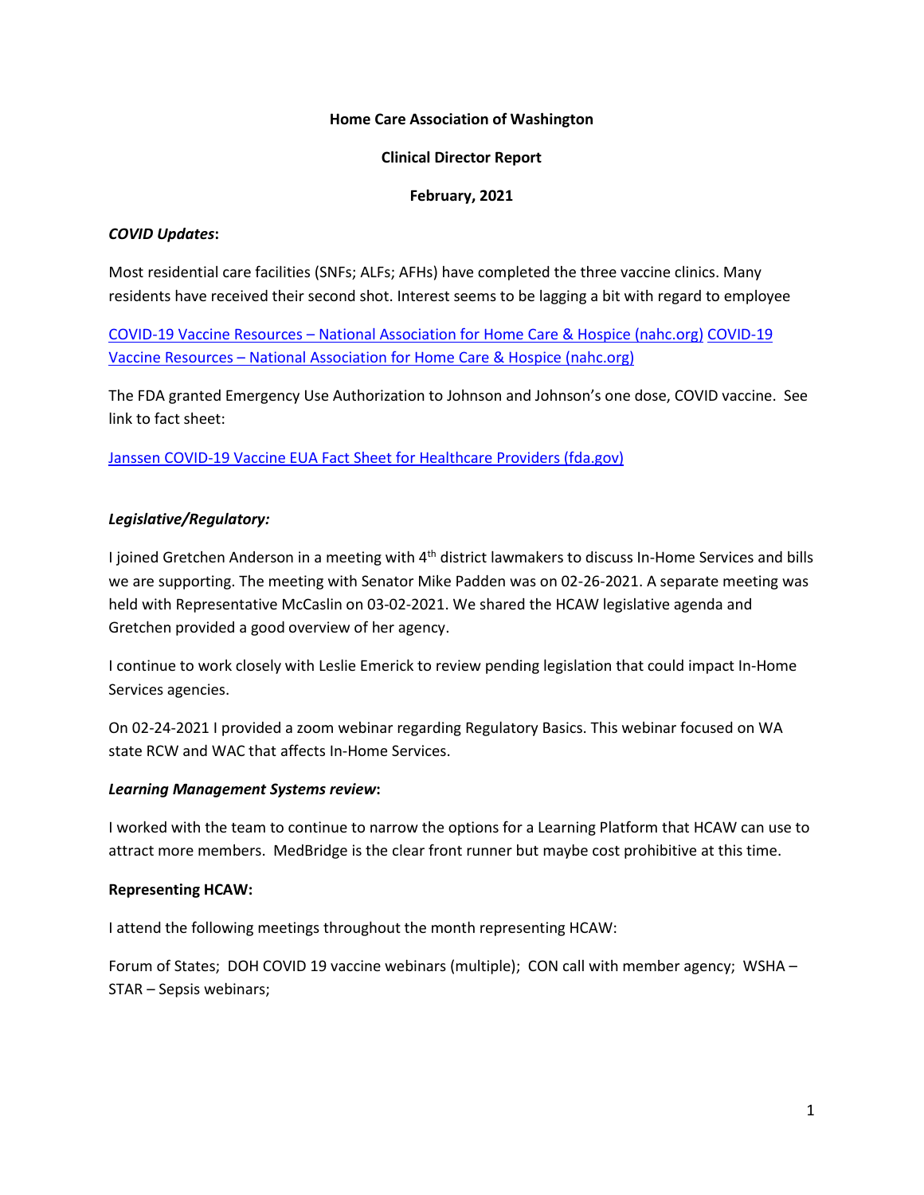**Home Care Association of Washington**

**Clinical Director Report**

**February, 2021**

***COVID Updates*:**

Most residential care facilities (SNFs; ALFs; AFHs) have completed the three vaccine clinics. Many residents have received their second shot. Interest seems to be lagging a bit with regard to employee

COVID-19 Vaccine Resources – National Association for Home Care & Hospice (nahc.org) COVID-19 Vaccine Resources – National Association for Home Care & Hospice (nahc.org)

The FDA granted Emergency Use Authorization to Johnson and Johnson's one dose, COVID vaccine. See link to fact sheet:

Janssen COVID-19 Vaccine EUA Fact Sheet for Healthcare Providers (fda.gov)

***Legislative/Regulatory:***

I joined Gretchen Anderson in a meeting with 4th district lawmakers to discuss In-Home Services and bills we are supporting. The meeting with Senator Mike Padden was on 02-26-2021. A separate meeting was held with Representative McCaslin on 03-02-2021. We shared the HCAW legislative agenda and Gretchen provided a good overview of her agency.

I continue to work closely with Leslie Emerick to review pending legislation that could impact In-Home Services agencies.

On 02-24-2021 I provided a zoom webinar regarding Regulatory Basics. This webinar focused on WA state RCW and WAC that affects In-Home Services.

***Learning Management Systems review*:**

I worked with the team to continue to narrow the options for a Learning Platform that HCAW can use to attract more members. MedBridge is the clear front runner but maybe cost prohibitive at this time.

**Representing HCAW:**

I attend the following meetings throughout the month representing HCAW:

Forum of States; DOH COVID 19 vaccine webinars (multiple); CON call with member agency; WSHA – STAR – Sepsis webinars;